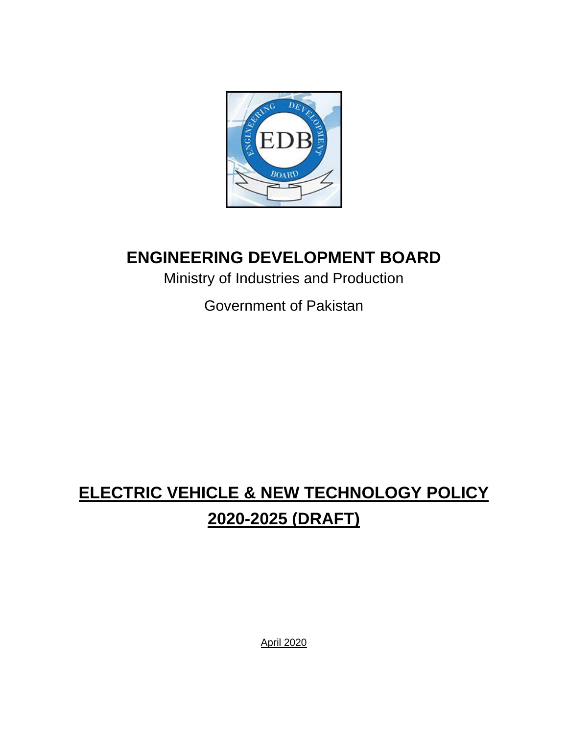# ENGINEERING DEVELOPMENT BOARD

Ministry of Industries and Production

Government of Pakistan

# ELECTRIC VEHICLE & NEW TECHNOLOGY POLICY 2020-2025 (DRAFT)

April 2020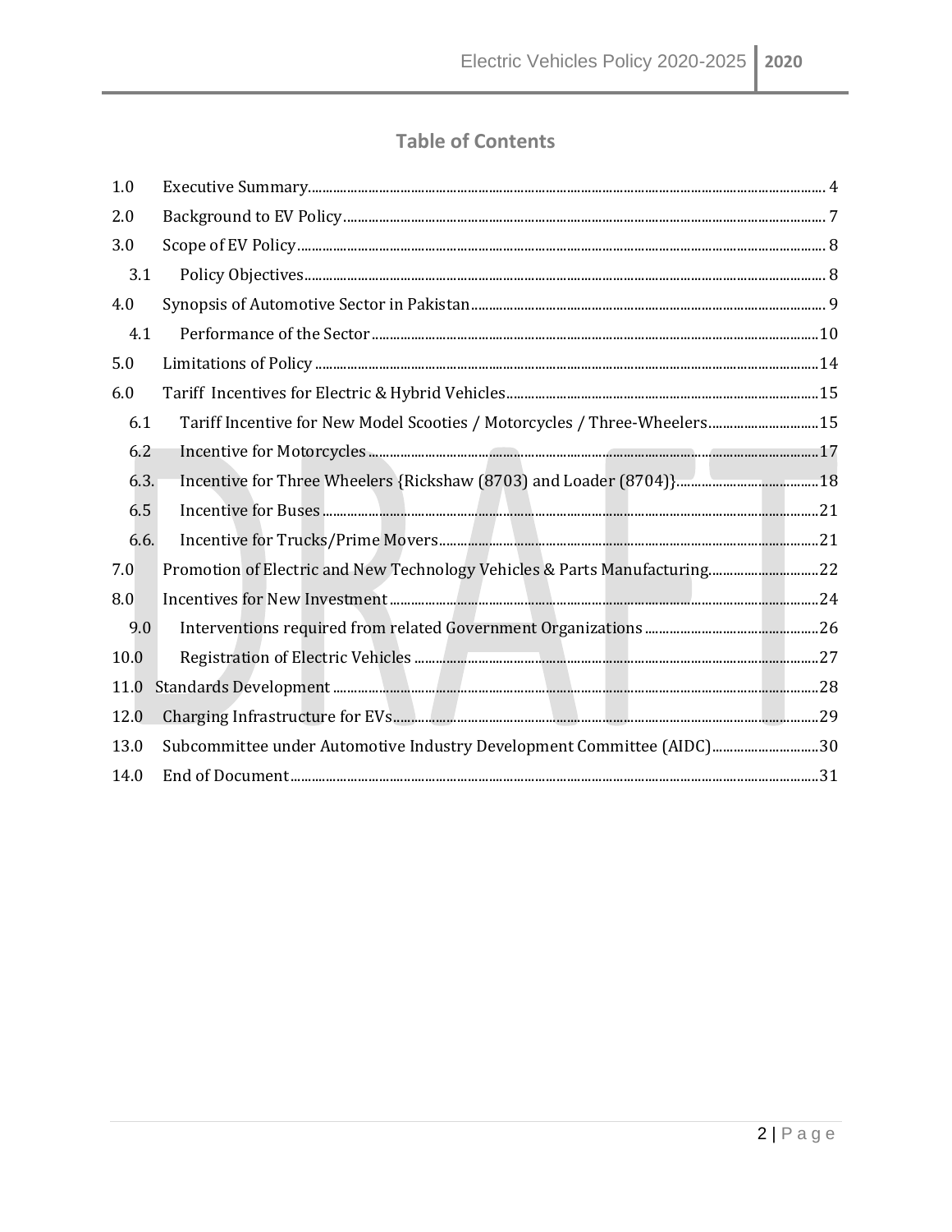# Table of Contents

| | | |
|---|---|---|
| 1.0 | Executive Summary | 4 |
| 2.0 | Background to EV Policy | 7 |
| 3.0 | Scope of EV Policy | 8 |
| 3.1 | Policy Objectives | 8 |
| 4.0 | Synopsis of Automotive Sector in Pakistan | 9 |
| 4.1 | Performance of the Sector | 10 |
| 5.0 | Limitations of Policy | 14 |
| 6.0 | Tariff Incentives for Electric & Hybrid Vehicles | 15 |
| 6.1 | Tariff Incentive for New Model Scooties / Motorcycles / Three-Wheelers | 15 |
| 6.2 | Incentive for Motorcycles | 17 |
| 6.3. | Incentive for Three Wheelers {Rickshaw (8703) and Loader (8704)} | 18 |
| 6.5 | Incentive for Buses | 21 |
| 6.6. | Incentive for Trucks/Prime Movers | 21 |
| 7.0 | Promotion of Electric and New Technology Vehicles & Parts Manufacturing | 22 |
| 8.0 | Incentives for New Investment | 24 |
| 9.0 | Interventions required from related Government Organizations | 26 |
| 10.0 | Registration of Electric Vehicles | 27 |
| 11.0 | Standards Development | 28 |
| 12.0 | Charging Infrastructure for EVs | 29 |
| 13.0 | Subcommittee under Automotive Industry Development Committee (AIDC) | 30 |
| 14.0 | End of Document | 31 |

DRAFT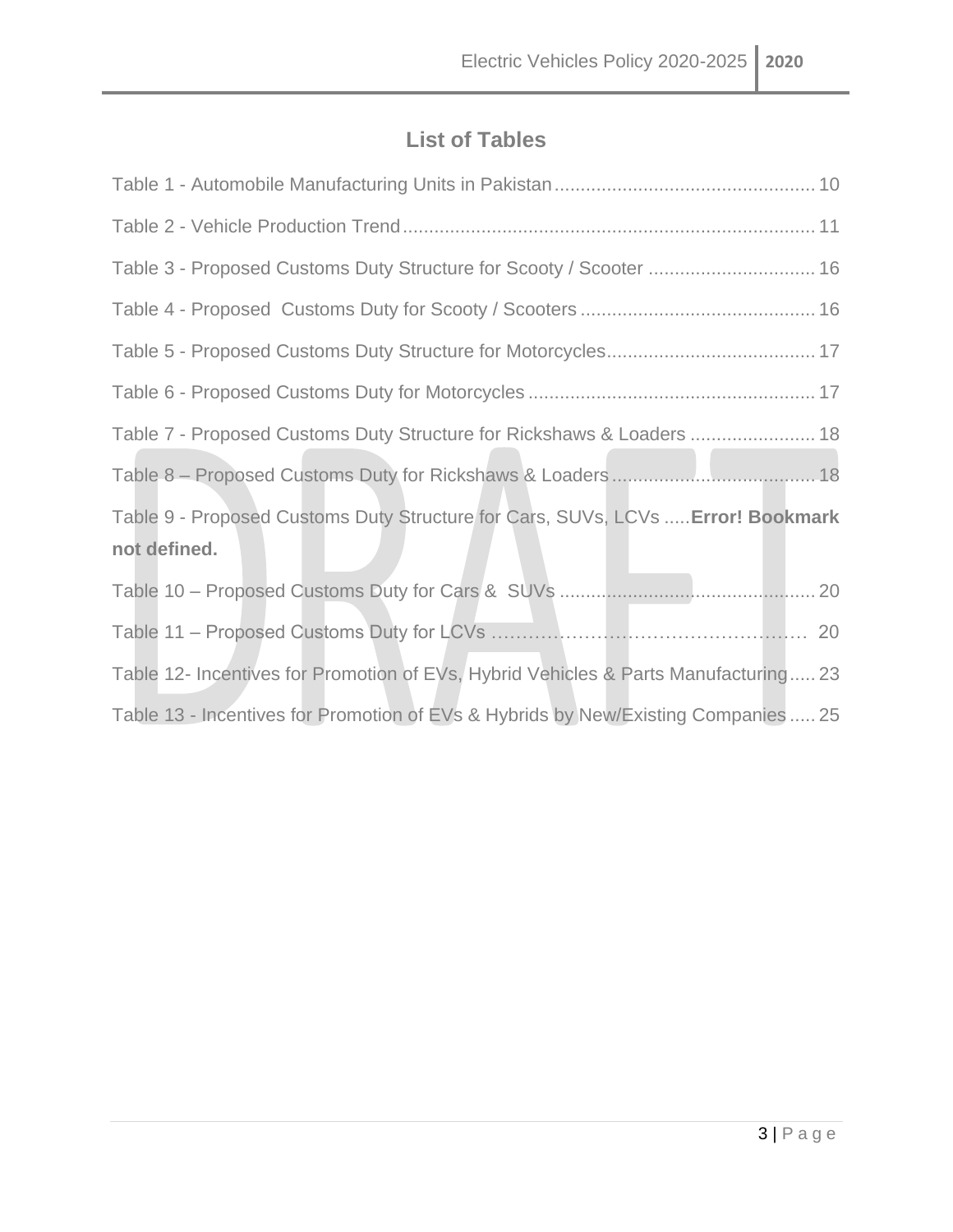## List of Tables

Table 1 - Automobile Manufacturing Units in Pakistan ........................................ 10

Table 2 - Vehicle Production Trend ........................................ 11

Table 3 - Proposed Customs Duty Structure for Scooty / Scooter ........................................ 16

Table 4 - Proposed Customs Duty for Scooty / Scooters ........................................ 16

Table 5 - Proposed Customs Duty Structure for Motorcycles ........................................ 17

Table 6 - Proposed Customs Duty for Motorcycles ........................................ 17

Table 7 - Proposed Customs Duty Structure for Rickshaws & Loaders ........................................ 18

Table 8 – Proposed Customs Duty for Rickshaws & Loaders ........................................ 18

Table 9 - Proposed Customs Duty Structure for Cars, SUVs, LCVs ..... **Error! Bookmark not defined.**

Table 10 – Proposed Customs Duty for Cars & SUVs ........................................ 20

Table 11 – Proposed Customs Duty for LCVs ........................................ 20

Table 12- Incentives for Promotion of EVs, Hybrid Vehicles & Parts Manufacturing ..... 23

Table 13 - Incentives for Promotion of EVs & Hybrids by New/Existing Companies ..... 25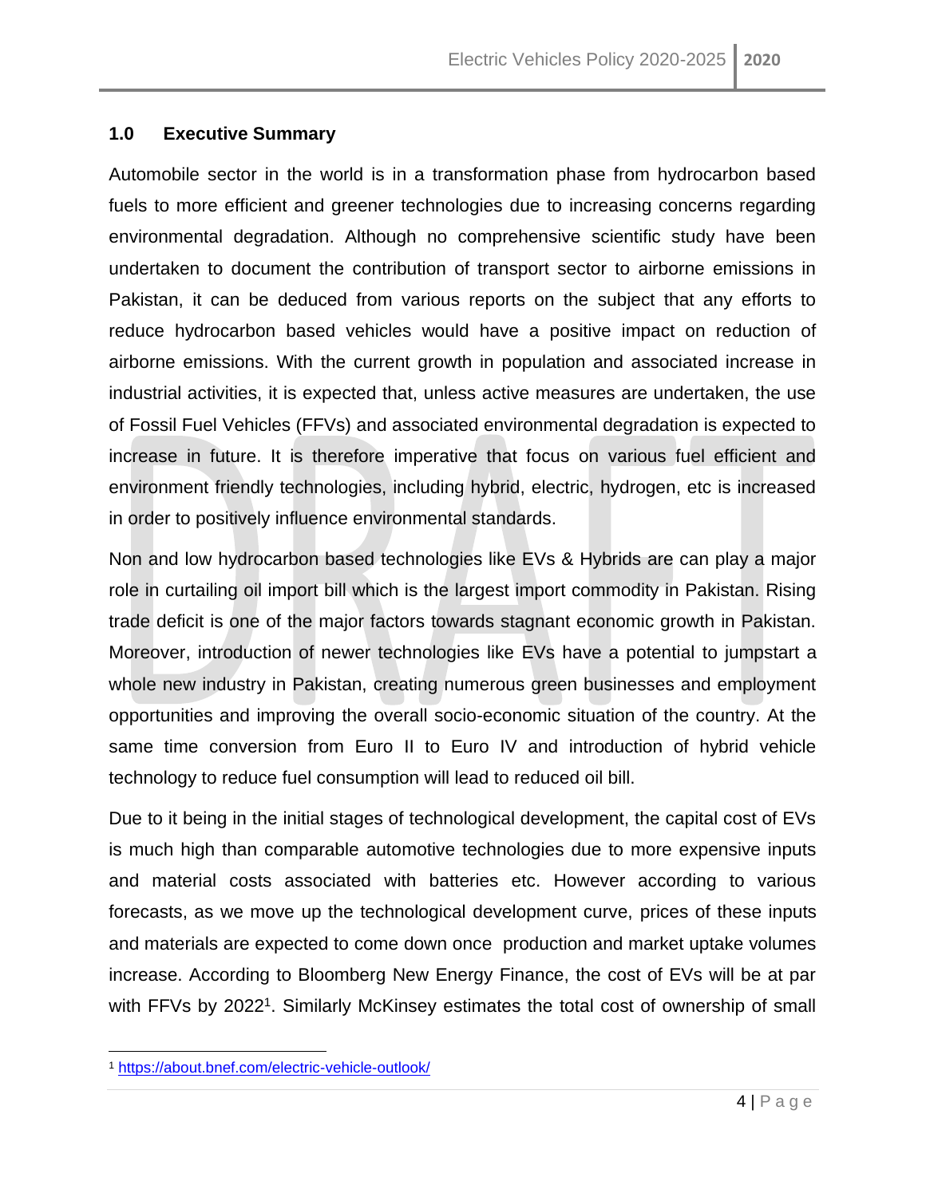## 1.0 Executive Summary

Automobile sector in the world is in a transformation phase from hydrocarbon based fuels to more efficient and greener technologies due to increasing concerns regarding environmental degradation. Although no comprehensive scientific study have been undertaken to document the contribution of transport sector to airborne emissions in Pakistan, it can be deduced from various reports on the subject that any efforts to reduce hydrocarbon based vehicles would have a positive impact on reduction of airborne emissions. With the current growth in population and associated increase in industrial activities, it is expected that, unless active measures are undertaken, the use of Fossil Fuel Vehicles (FFVs) and associated environmental degradation is expected to increase in future. It is therefore imperative that focus on various fuel efficient and environment friendly technologies, including hybrid, electric, hydrogen, etc is increased in order to positively influence environmental standards.

Non and low hydrocarbon based technologies like EVs & Hybrids are can play a major role in curtailing oil import bill which is the largest import commodity in Pakistan. Rising trade deficit is one of the major factors towards stagnant economic growth in Pakistan. Moreover, introduction of newer technologies like EVs have a potential to jumpstart a whole new industry in Pakistan, creating numerous green businesses and employment opportunities and improving the overall socio-economic situation of the country. At the same time conversion from Euro II to Euro IV and introduction of hybrid vehicle technology to reduce fuel consumption will lead to reduced oil bill.

Due to it being in the initial stages of technological development, the capital cost of EVs is much high than comparable automotive technologies due to more expensive inputs and material costs associated with batteries etc. However according to various forecasts, as we move up the technological development curve, prices of these inputs and materials are expected to come down once production and market uptake volumes increase. According to Bloomberg New Energy Finance, the cost of EVs will be at par with FFVs by 2022[1]. Similarly McKinsey estimates the total cost of ownership of small

[1] https://about.bnef.com/electric-vehicle-outlook/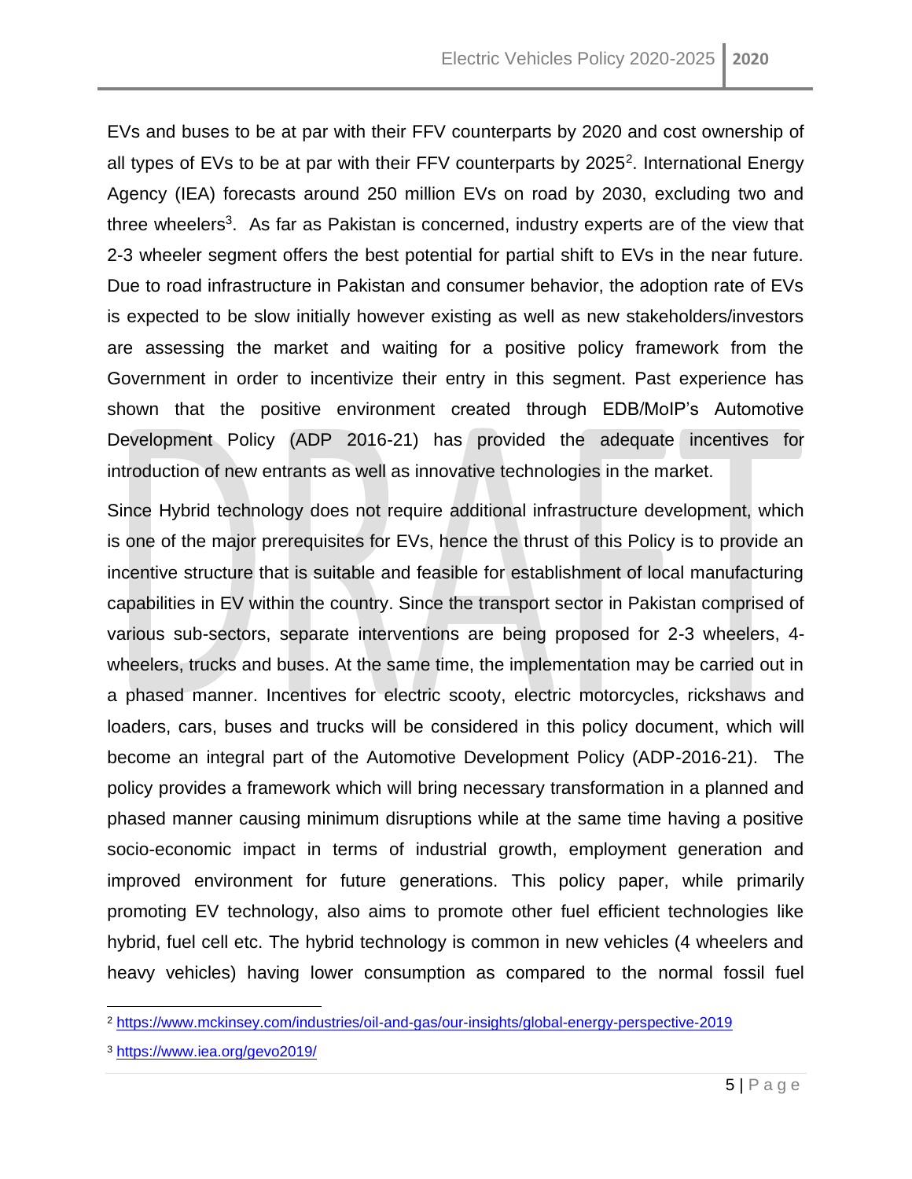EVs and buses to be at par with their FFV counterparts by 2020 and cost ownership of all types of EVs to be at par with their FFV counterparts by 2025[2]. International Energy Agency (IEA) forecasts around 250 million EVs on road by 2030, excluding two and three wheelers[3]. As far as Pakistan is concerned, industry experts are of the view that 2-3 wheeler segment offers the best potential for partial shift to EVs in the near future. Due to road infrastructure in Pakistan and consumer behavior, the adoption rate of EVs is expected to be slow initially however existing as well as new stakeholders/investors are assessing the market and waiting for a positive policy framework from the Government in order to incentivize their entry in this segment. Past experience has shown that the positive environment created through EDB/MoIP's Automotive Development Policy (ADP 2016-21) has provided the adequate incentives for introduction of new entrants as well as innovative technologies in the market.

Since Hybrid technology does not require additional infrastructure development, which is one of the major prerequisites for EVs, hence the thrust of this Policy is to provide an incentive structure that is suitable and feasible for establishment of local manufacturing capabilities in EV within the country. Since the transport sector in Pakistan comprised of various sub-sectors, separate interventions are being proposed for 2-3 wheelers, 4-wheelers, trucks and buses. At the same time, the implementation may be carried out in a phased manner. Incentives for electric scooty, electric motorcycles, rickshaws and loaders, cars, buses and trucks will be considered in this policy document, which will become an integral part of the Automotive Development Policy (ADP-2016-21). The policy provides a framework which will bring necessary transformation in a planned and phased manner causing minimum disruptions while at the same time having a positive socio-economic impact in terms of industrial growth, employment generation and improved environment for future generations. This policy paper, while primarily promoting EV technology, also aims to promote other fuel efficient technologies like hybrid, fuel cell etc. The hybrid technology is common in new vehicles (4 wheelers and heavy vehicles) having lower consumption as compared to the normal fossil fuel

---

[2] https://www.mckinsey.com/industries/oil-and-gas/our-insights/global-energy-perspective-2019

[3] https://www.iea.org/gevo2019/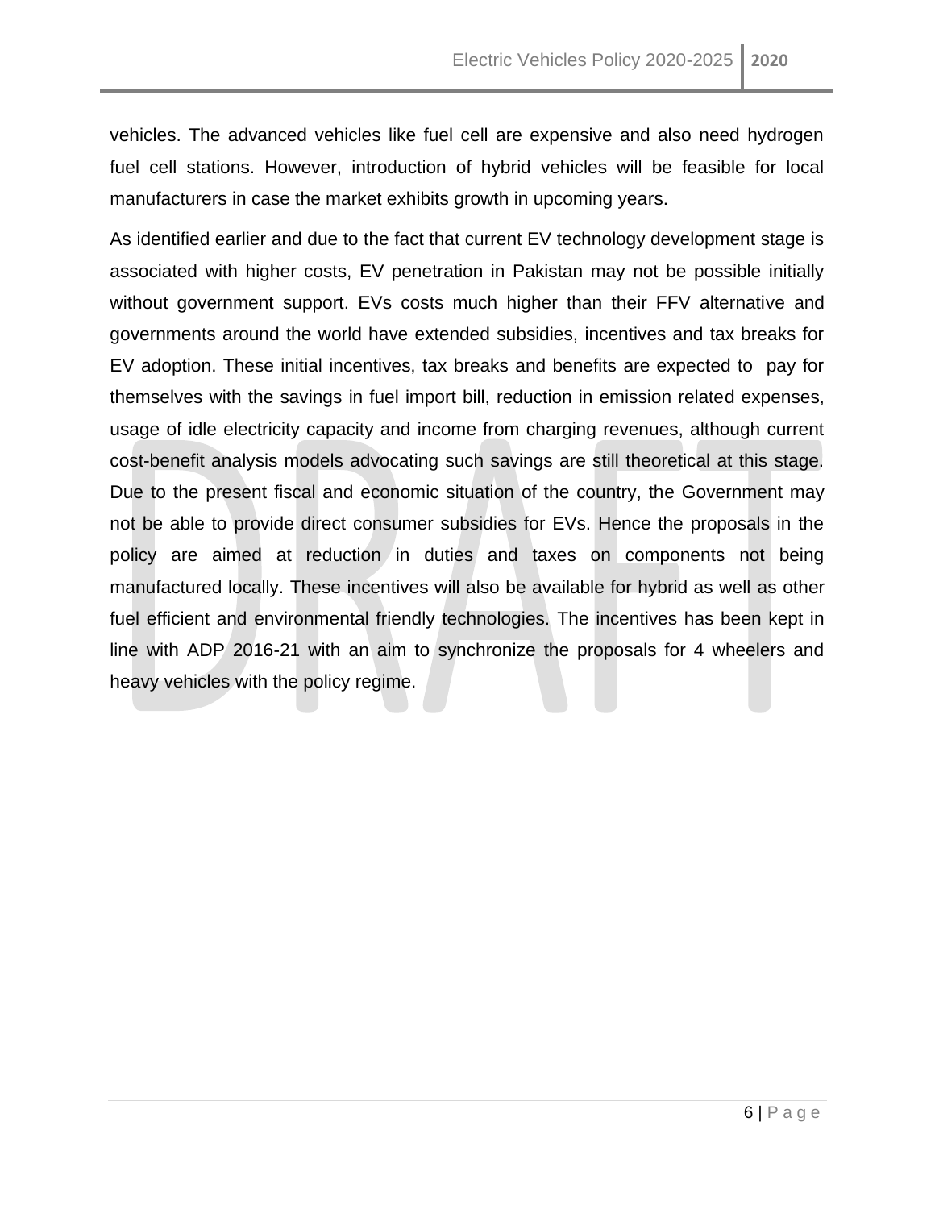vehicles. The advanced vehicles like fuel cell are expensive and also need hydrogen fuel cell stations. However, introduction of hybrid vehicles will be feasible for local manufacturers in case the market exhibits growth in upcoming years.

As identified earlier and due to the fact that current EV technology development stage is associated with higher costs, EV penetration in Pakistan may not be possible initially without government support. EVs costs much higher than their FFV alternative and governments around the world have extended subsidies, incentives and tax breaks for EV adoption. These initial incentives, tax breaks and benefits are expected to pay for themselves with the savings in fuel import bill, reduction in emission related expenses, usage of idle electricity capacity and income from charging revenues, although current cost-benefit analysis models advocating such savings are still theoretical at this stage. Due to the present fiscal and economic situation of the country, the Government may not be able to provide direct consumer subsidies for EVs. Hence the proposals in the policy are aimed at reduction in duties and taxes on components not being manufactured locally. These incentives will also be available for hybrid as well as other fuel efficient and environmental friendly technologies. The incentives has been kept in line with ADP 2016-21 with an aim to synchronize the proposals for 4 wheelers and heavy vehicles with the policy regime.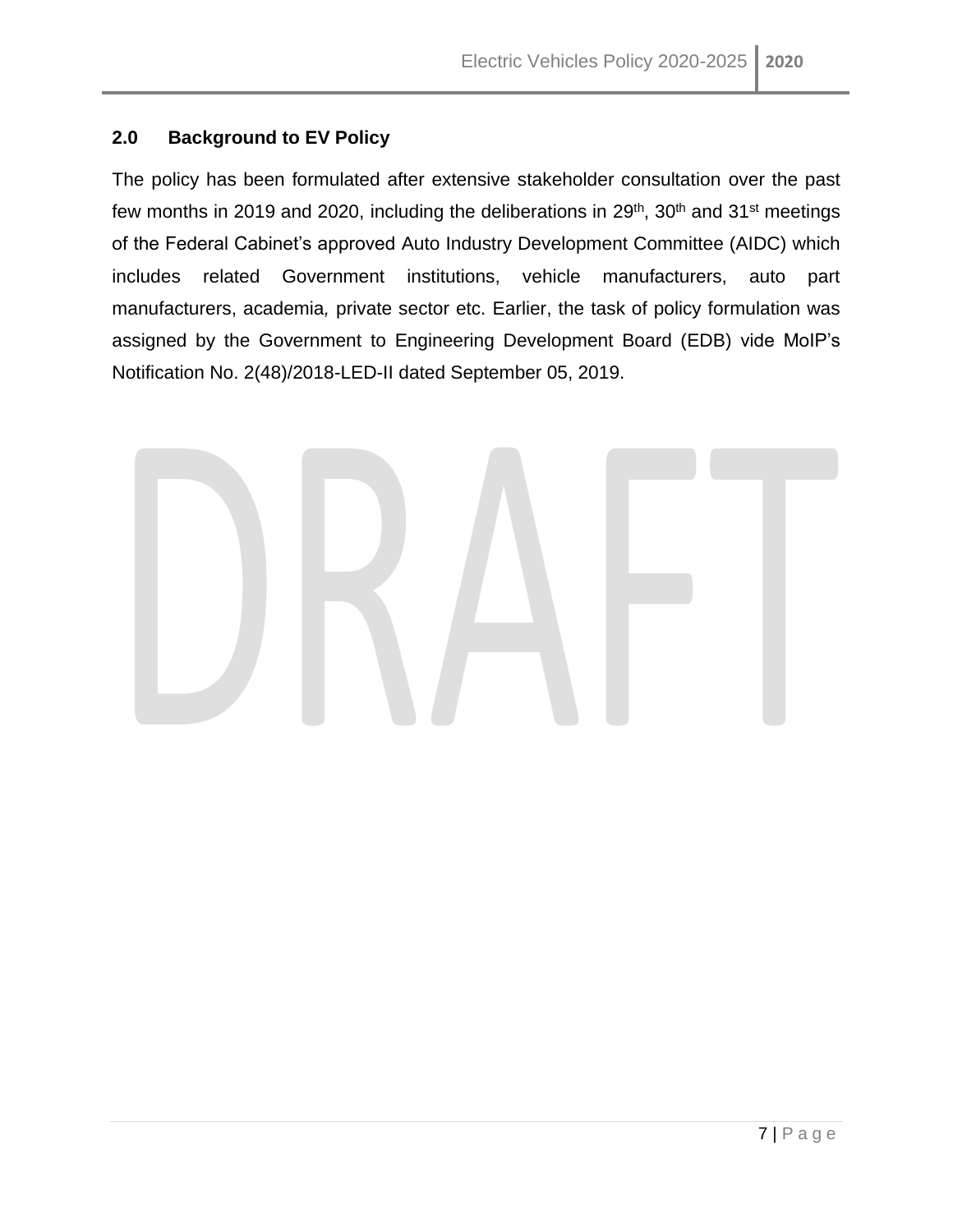## 2.0 Background to EV Policy

The policy has been formulated after extensive stakeholder consultation over the past few months in 2019 and 2020, including the deliberations in 29th, 30th and 31st meetings of the Federal Cabinet's approved Auto Industry Development Committee (AIDC) which includes related Government institutions, vehicle manufacturers, auto part manufacturers, academia, private sector etc. Earlier, the task of policy formulation was assigned by the Government to Engineering Development Board (EDB) vide MoIP's Notification No. 2(48)/2018-LED-II dated September 05, 2019.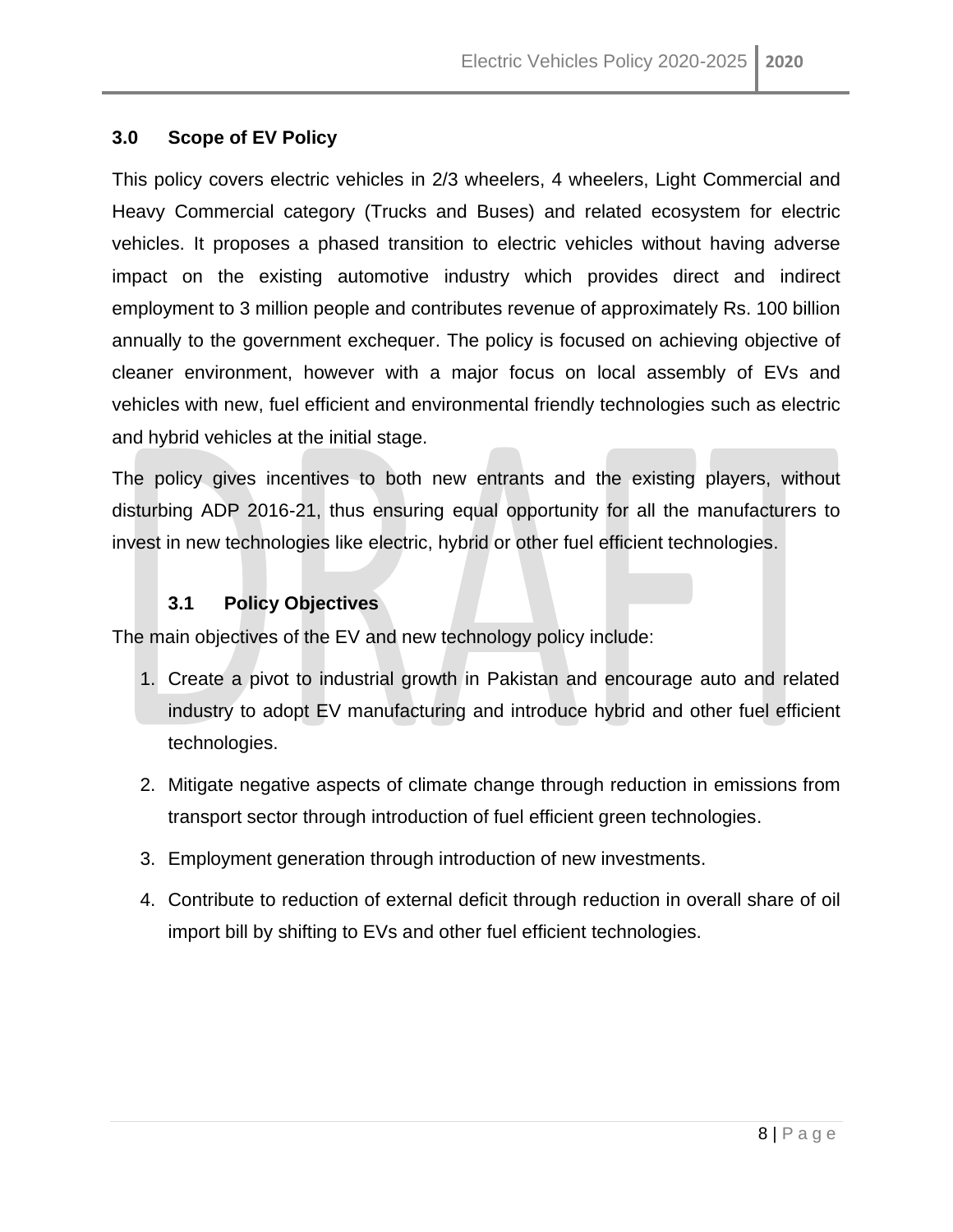## 3.0 Scope of EV Policy

This policy covers electric vehicles in 2/3 wheelers, 4 wheelers, Light Commercial and Heavy Commercial category (Trucks and Buses) and related ecosystem for electric vehicles. It proposes a phased transition to electric vehicles without having adverse impact on the existing automotive industry which provides direct and indirect employment to 3 million people and contributes revenue of approximately Rs. 100 billion annually to the government exchequer. The policy is focused on achieving objective of cleaner environment, however with a major focus on local assembly of EVs and vehicles with new, fuel efficient and environmental friendly technologies such as electric and hybrid vehicles at the initial stage.

The policy gives incentives to both new entrants and the existing players, without disturbing ADP 2016-21, thus ensuring equal opportunity for all the manufacturers to invest in new technologies like electric, hybrid or other fuel efficient technologies.

### 3.1 Policy Objectives

The main objectives of the EV and new technology policy include:

1. Create a pivot to industrial growth in Pakistan and encourage auto and related industry to adopt EV manufacturing and introduce hybrid and other fuel efficient technologies.
2. Mitigate negative aspects of climate change through reduction in emissions from transport sector through introduction of fuel efficient green technologies.
3. Employment generation through introduction of new investments.
4. Contribute to reduction of external deficit through reduction in overall share of oil import bill by shifting to EVs and other fuel efficient technologies.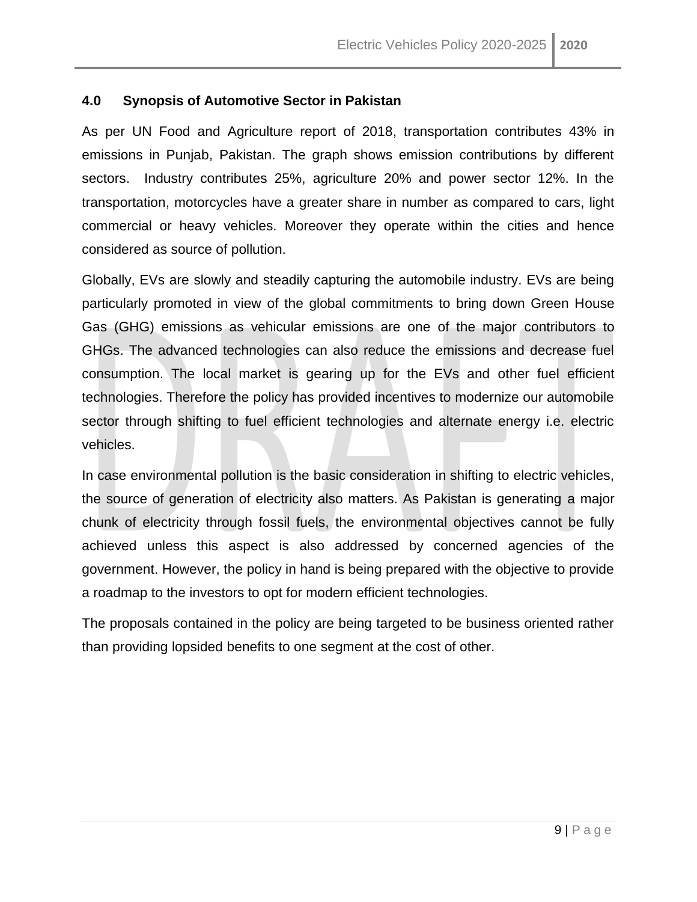## 4.0 Synopsis of Automotive Sector in Pakistan

As per UN Food and Agriculture report of 2018, transportation contributes 43% in emissions in Punjab, Pakistan. The graph shows emission contributions by different sectors. Industry contributes 25%, agriculture 20% and power sector 12%. In the transportation, motorcycles have a greater share in number as compared to cars, light commercial or heavy vehicles. Moreover they operate within the cities and hence considered as source of pollution.

Globally, EVs are slowly and steadily capturing the automobile industry. EVs are being particularly promoted in view of the global commitments to bring down Green House Gas (GHG) emissions as vehicular emissions are one of the major contributors to GHGs. The advanced technologies can also reduce the emissions and decrease fuel consumption. The local market is gearing up for the EVs and other fuel efficient technologies. Therefore the policy has provided incentives to modernize our automobile sector through shifting to fuel efficient technologies and alternate energy i.e. electric vehicles.

In case environmental pollution is the basic consideration in shifting to electric vehicles, the source of generation of electricity also matters. As Pakistan is generating a major chunk of electricity through fossil fuels, the environmental objectives cannot be fully achieved unless this aspect is also addressed by concerned agencies of the government. However, the policy in hand is being prepared with the objective to provide a roadmap to the investors to opt for modern efficient technologies.

The proposals contained in the policy are being targeted to be business oriented rather than providing lopsided benefits to one segment at the cost of other.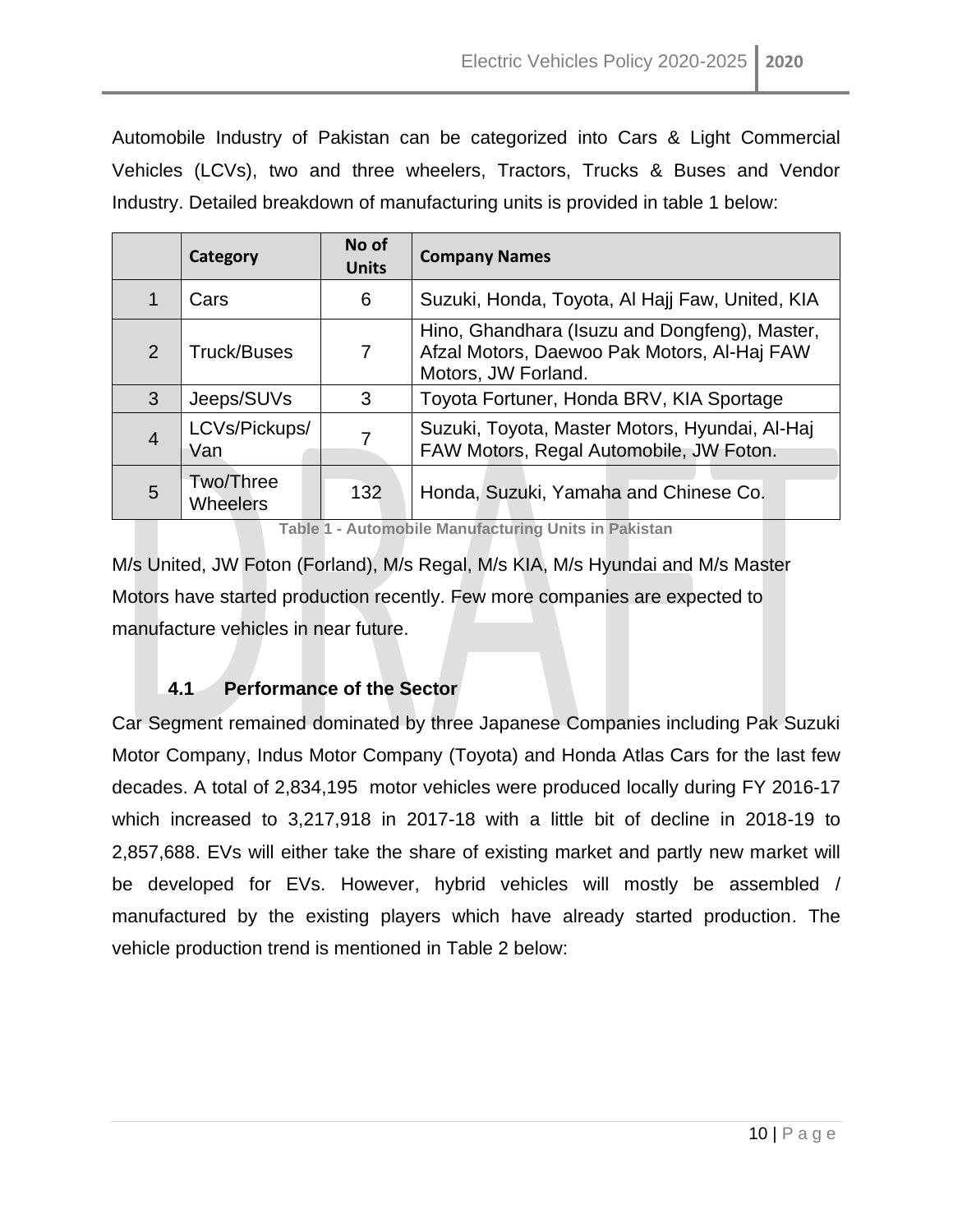Automobile Industry of Pakistan can be categorized into Cars & Light Commercial Vehicles (LCVs), two and three wheelers, Tractors, Trucks & Buses and Vendor Industry. Detailed breakdown of manufacturing units is provided in table 1 below:

| | Category | No of Units | Company Names |
|---|---|---|---|
| 1 | Cars | 6 | Suzuki, Honda, Toyota, Al Hajj Faw, United, KIA |
| 2 | Truck/Buses | 7 | Hino, Ghandhara (Isuzu and Dongfeng), Master, Afzal Motors, Daewoo Pak Motors, Al-Haj FAW Motors, JW Forland. |
| 3 | Jeeps/SUVs | 3 | Toyota Fortuner, Honda BRV, KIA Sportage |
| 4 | LCVs/Pickups/ Van | 7 | Suzuki, Toyota, Master Motors, Hyundai, Al-Haj FAW Motors, Regal Automobile, JW Foton. |
| 5 | Two/Three Wheelers | 132 | Honda, Suzuki, Yamaha and Chinese Co. |

Table 1 - Automobile Manufacturing Units in Pakistan

M/s United, JW Foton (Forland), M/s Regal, M/s KIA, M/s Hyundai and M/s Master Motors have started production recently. Few more companies are expected to manufacture vehicles in near future.

### 4.1 Performance of the Sector

Car Segment remained dominated by three Japanese Companies including Pak Suzuki Motor Company, Indus Motor Company (Toyota) and Honda Atlas Cars for the last few decades. A total of 2,834,195 motor vehicles were produced locally during FY 2016-17 which increased to 3,217,918 in 2017-18 with a little bit of decline in 2018-19 to 2,857,688. EVs will either take the share of existing market and partly new market will be developed for EVs. However, hybrid vehicles will mostly be assembled / manufactured by the existing players which have already started production. The vehicle production trend is mentioned in Table 2 below: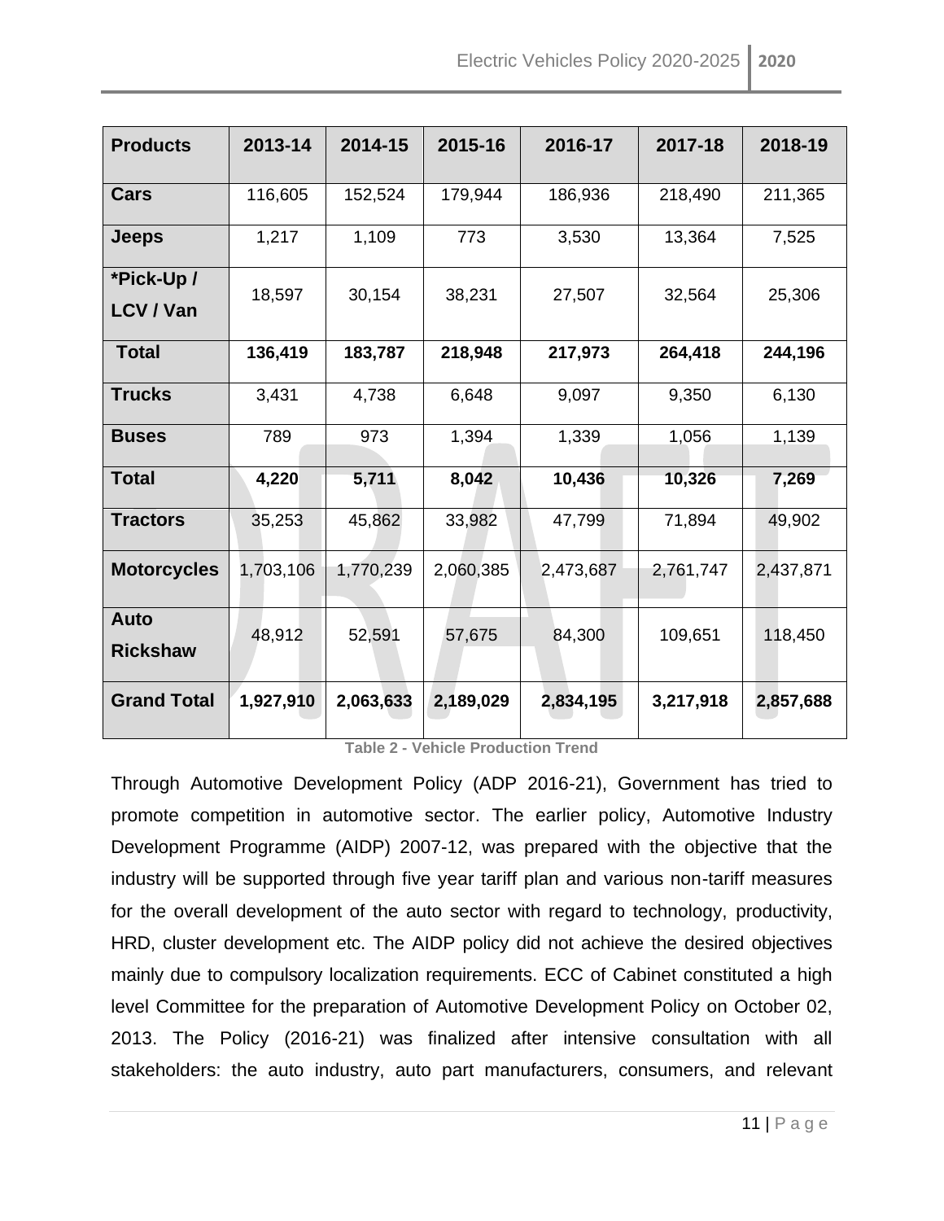| Products | 2013-14 | 2014-15 | 2015-16 | 2016-17 | 2017-18 | 2018-19 |
|---|---|---|---|---|---|---|
| **Cars** | 116,605 | 152,524 | 179,944 | 186,936 | 218,490 | 211,365 |
| **Jeeps** | 1,217 | 1,109 | 773 | 3,530 | 13,364 | 7,525 |
| ***Pick-Up / LCV / Van** | 18,597 | 30,154 | 38,231 | 27,507 | 32,564 | 25,306 |
| **Total** | **136,419** | **183,787** | **218,948** | **217,973** | **264,418** | **244,196** |
| **Trucks** | 3,431 | 4,738 | 6,648 | 9,097 | 9,350 | 6,130 |
| **Buses** | 789 | 973 | 1,394 | 1,339 | 1,056 | 1,139 |
| **Total** | **4,220** | **5,711** | **8,042** | **10,436** | **10,326** | **7,269** |
| **Tractors** | 35,253 | 45,862 | 33,982 | 47,799 | 71,894 | 49,902 |
| **Motorcycles** | 1,703,106 | 1,770,239 | 2,060,385 | 2,473,687 | 2,761,747 | 2,437,871 |
| **Auto Rickshaw** | 48,912 | 52,591 | 57,675 | 84,300 | 109,651 | 118,450 |
| **Grand Total** | **1,927,910** | **2,063,633** | **2,189,029** | **2,834,195** | **3,217,918** | **2,857,688** |

**Table 2 - Vehicle Production Trend**

Through Automotive Development Policy (ADP 2016-21), Government has tried to promote competition in automotive sector. The earlier policy, Automotive Industry Development Programme (AIDP) 2007-12, was prepared with the objective that the industry will be supported through five year tariff plan and various non-tariff measures for the overall development of the auto sector with regard to technology, productivity, HRD, cluster development etc. The AIDP policy did not achieve the desired objectives mainly due to compulsory localization requirements. ECC of Cabinet constituted a high level Committee for the preparation of Automotive Development Policy on October 02, 2013. The Policy (2016-21) was finalized after intensive consultation with all stakeholders: the auto industry, auto part manufacturers, consumers, and relevant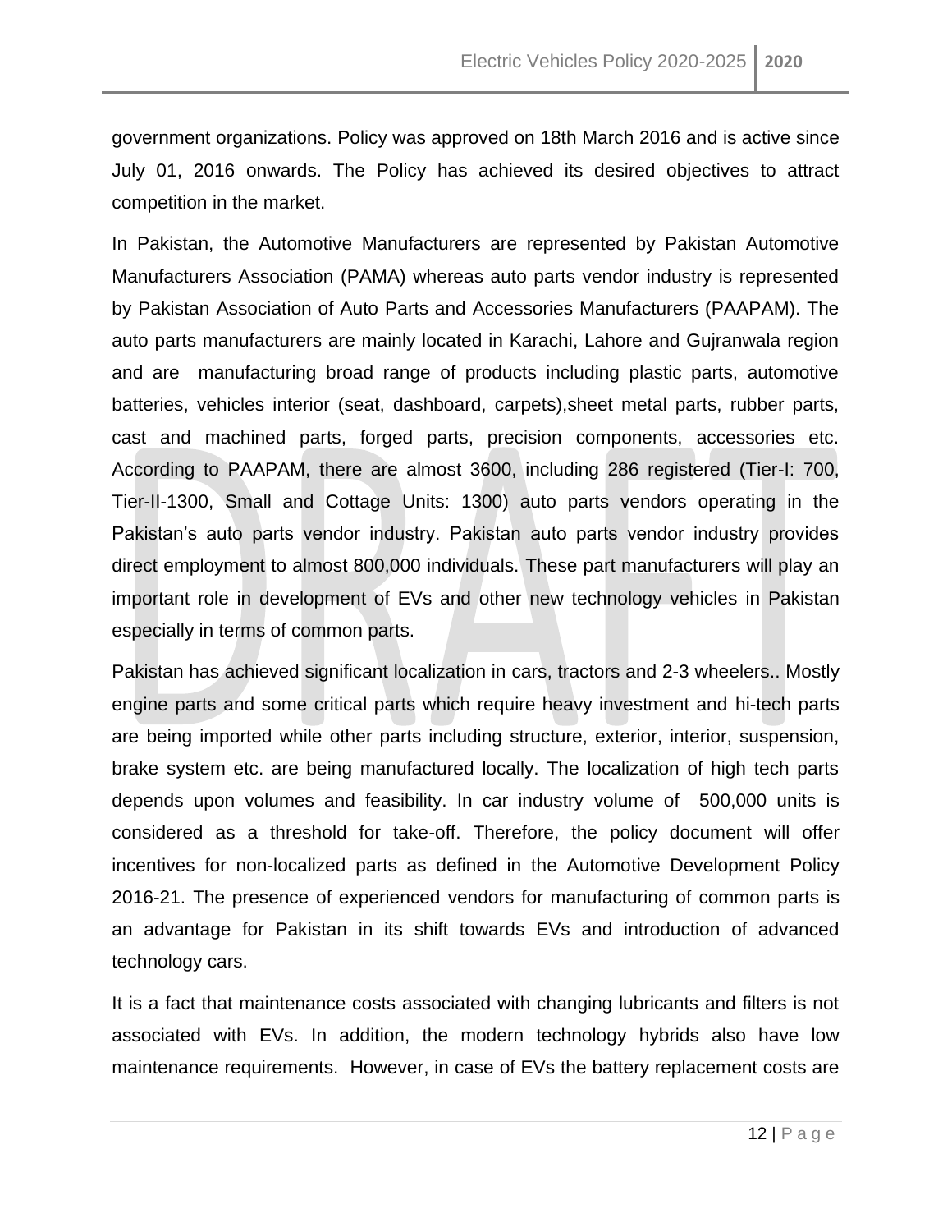government organizations. Policy was approved on 18th March 2016 and is active since July 01, 2016 onwards. The Policy has achieved its desired objectives to attract competition in the market.

In Pakistan, the Automotive Manufacturers are represented by Pakistan Automotive Manufacturers Association (PAMA) whereas auto parts vendor industry is represented by Pakistan Association of Auto Parts and Accessories Manufacturers (PAAPAM). The auto parts manufacturers are mainly located in Karachi, Lahore and Gujranwala region and are manufacturing broad range of products including plastic parts, automotive batteries, vehicles interior (seat, dashboard, carpets),sheet metal parts, rubber parts, cast and machined parts, forged parts, precision components, accessories etc. According to PAAPAM, there are almost 3600, including 286 registered (Tier-I: 700, Tier-II-1300, Small and Cottage Units: 1300) auto parts vendors operating in the Pakistan's auto parts vendor industry. Pakistan auto parts vendor industry provides direct employment to almost 800,000 individuals. These part manufacturers will play an important role in development of EVs and other new technology vehicles in Pakistan especially in terms of common parts.

Pakistan has achieved significant localization in cars, tractors and 2-3 wheelers.. Mostly engine parts and some critical parts which require heavy investment and hi-tech parts are being imported while other parts including structure, exterior, interior, suspension, brake system etc. are being manufactured locally. The localization of high tech parts depends upon volumes and feasibility. In car industry volume of 500,000 units is considered as a threshold for take-off. Therefore, the policy document will offer incentives for non-localized parts as defined in the Automotive Development Policy 2016-21. The presence of experienced vendors for manufacturing of common parts is an advantage for Pakistan in its shift towards EVs and introduction of advanced technology cars.

It is a fact that maintenance costs associated with changing lubricants and filters is not associated with EVs. In addition, the modern technology hybrids also have low maintenance requirements. However, in case of EVs the battery replacement costs are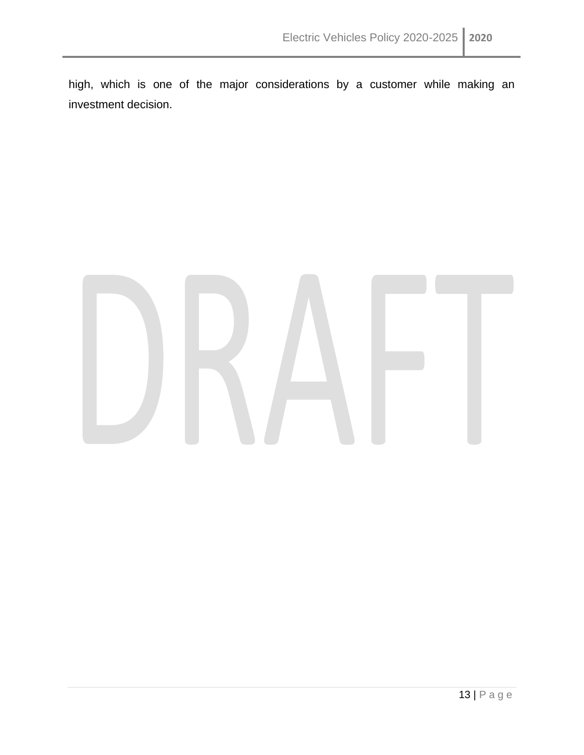high, which is one of the major considerations by a customer while making an investment decision.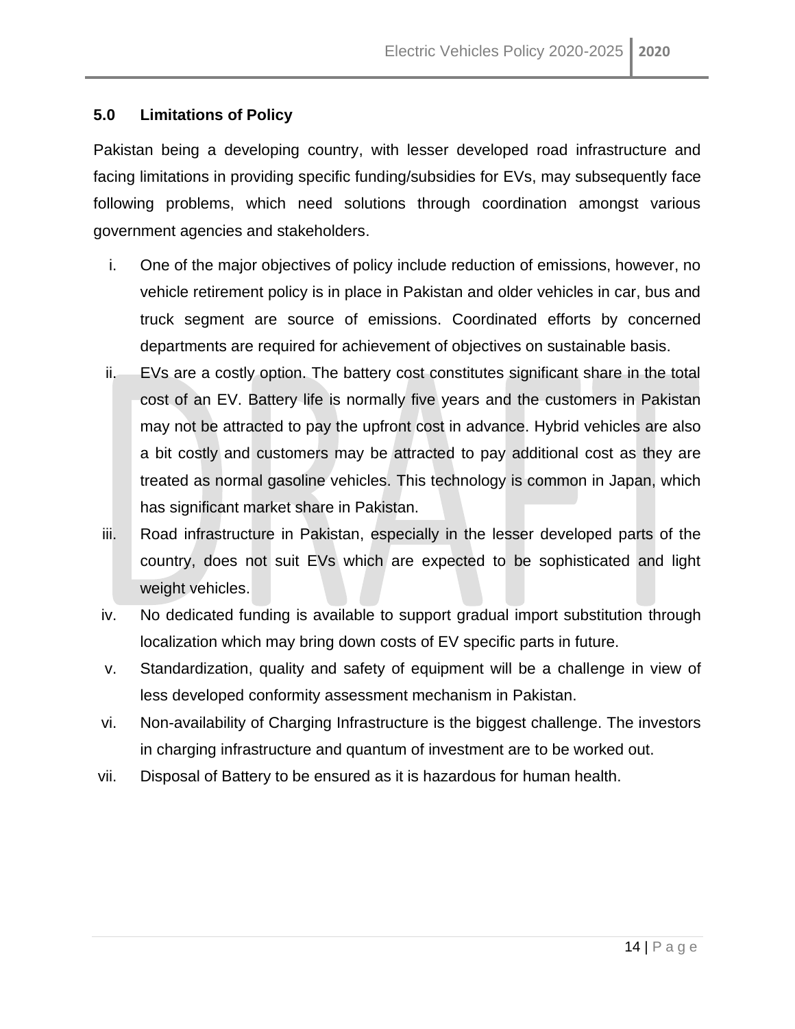## 5.0 Limitations of Policy

Pakistan being a developing country, with lesser developed road infrastructure and facing limitations in providing specific funding/subsidies for EVs, may subsequently face following problems, which need solutions through coordination amongst various government agencies and stakeholders.

i. One of the major objectives of policy include reduction of emissions, however, no vehicle retirement policy is in place in Pakistan and older vehicles in car, bus and truck segment are source of emissions. Coordinated efforts by concerned departments are required for achievement of objectives on sustainable basis.
ii. EVs are a costly option. The battery cost constitutes significant share in the total cost of an EV. Battery life is normally five years and the customers in Pakistan may not be attracted to pay the upfront cost in advance. Hybrid vehicles are also a bit costly and customers may be attracted to pay additional cost as they are treated as normal gasoline vehicles. This technology is common in Japan, which has significant market share in Pakistan.
iii. Road infrastructure in Pakistan, especially in the lesser developed parts of the country, does not suit EVs which are expected to be sophisticated and light weight vehicles.
iv. No dedicated funding is available to support gradual import substitution through localization which may bring down costs of EV specific parts in future.
v. Standardization, quality and safety of equipment will be a challenge in view of less developed conformity assessment mechanism in Pakistan.
vi. Non-availability of Charging Infrastructure is the biggest challenge. The investors in charging infrastructure and quantum of investment are to be worked out.
vii. Disposal of Battery to be ensured as it is hazardous for human health.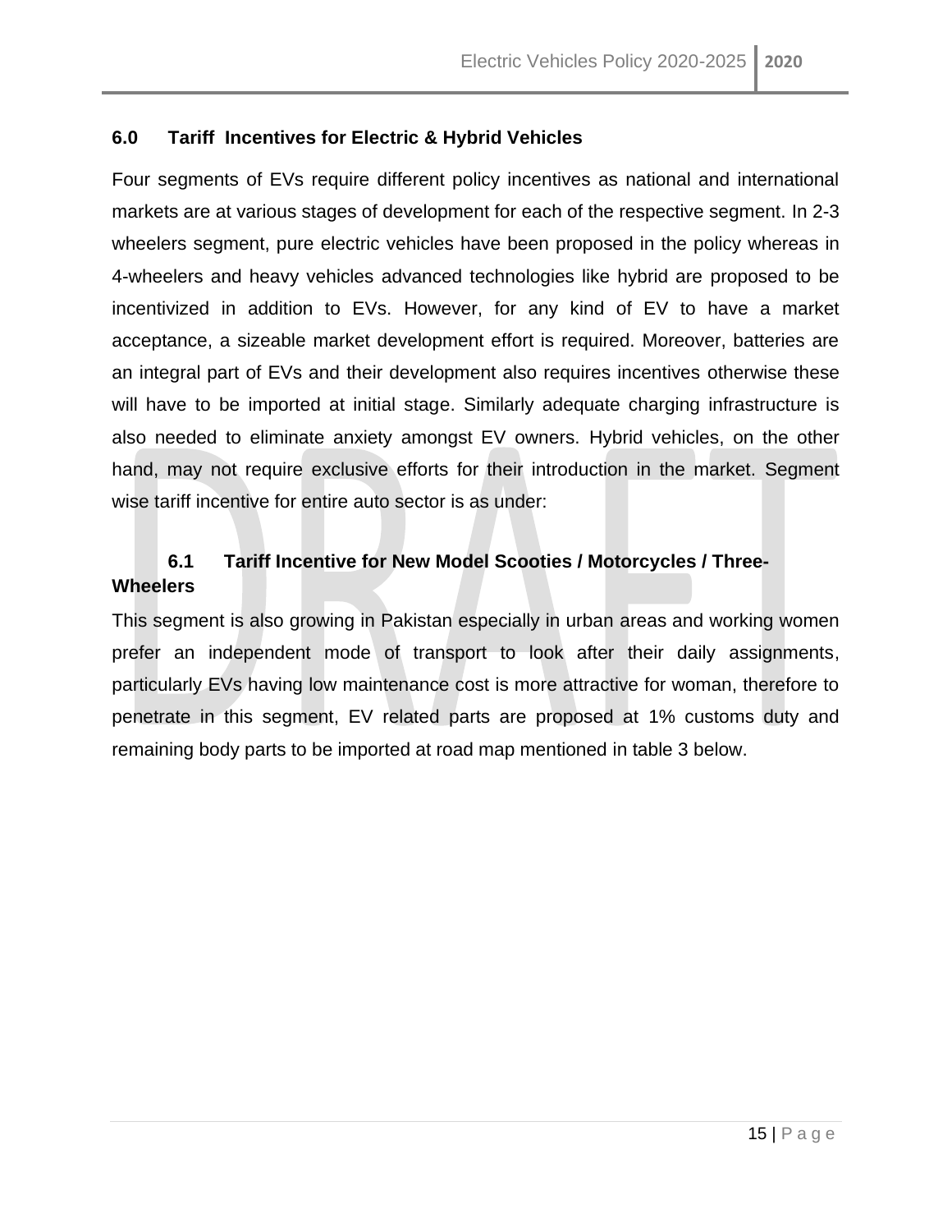## 6.0 Tariff Incentives for Electric & Hybrid Vehicles

Four segments of EVs require different policy incentives as national and international markets are at various stages of development for each of the respective segment. In 2-3 wheelers segment, pure electric vehicles have been proposed in the policy whereas in 4-wheelers and heavy vehicles advanced technologies like hybrid are proposed to be incentivized in addition to EVs. However, for any kind of EV to have a market acceptance, a sizeable market development effort is required. Moreover, batteries are an integral part of EVs and their development also requires incentives otherwise these will have to be imported at initial stage. Similarly adequate charging infrastructure is also needed to eliminate anxiety amongst EV owners. Hybrid vehicles, on the other hand, may not require exclusive efforts for their introduction in the market. Segment wise tariff incentive for entire auto sector is as under:

### 6.1 Tariff Incentive for New Model Scooties / Motorcycles / Three-Wheelers

This segment is also growing in Pakistan especially in urban areas and working women prefer an independent mode of transport to look after their daily assignments, particularly EVs having low maintenance cost is more attractive for woman, therefore to penetrate in this segment, EV related parts are proposed at 1% customs duty and remaining body parts to be imported at road map mentioned in table 3 below.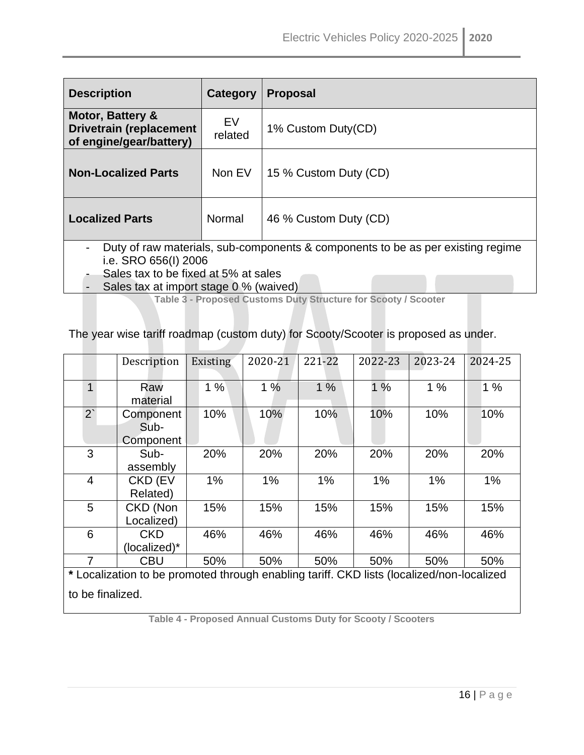| Description | Category | Proposal |
|---|---|---|
| **Motor, Battery & Drivetrain (replacement of engine/gear/battery)** | EV related | 1% Custom Duty(CD) |
| **Non-Localized Parts** | Non EV | 15 % Custom Duty (CD) |
| **Localized Parts** | Normal | 46 % Custom Duty (CD) |

- Duty of raw materials, sub-components & components to be as per existing regime i.e. SRO 656(I) 2006
- Sales tax to be fixed at 5% at sales
- Sales tax at import stage 0 % (waived)

Table 3 - Proposed Customs Duty Structure for Scooty / Scooter

The year wise tariff roadmap (custom duty) for Scooty/Scooter is proposed as under.

| | Description | Existing | 2020-21 | 221-22 | 2022-23 | 2023-24 | 2024-25 |
|---|---|---|---|---|---|---|---|
| 1 | Raw material | 1 % | 1 % | 1 % | 1 % | 1 % | 1 % |
| 2` | Component Sub-Component | 10% | 10% | 10% | 10% | 10% | 10% |
| 3 | Sub-assembly | 20% | 20% | 20% | 20% | 20% | 20% |
| 4 | CKD (EV Related) | 1% | 1% | 1% | 1% | 1% | 1% |
| 5 | CKD (Non Localized) | 15% | 15% | 15% | 15% | 15% | 15% |
| 6 | CKD (localized)* | 46% | 46% | 46% | 46% | 46% | 46% |
| 7 | CBU | 50% | 50% | 50% | 50% | 50% | 50% |

**\*** Localization to be promoted through enabling tariff. CKD lists (localized/non-localized to be finalized.

Table 4 - Proposed Annual Customs Duty for Scooty / Scooters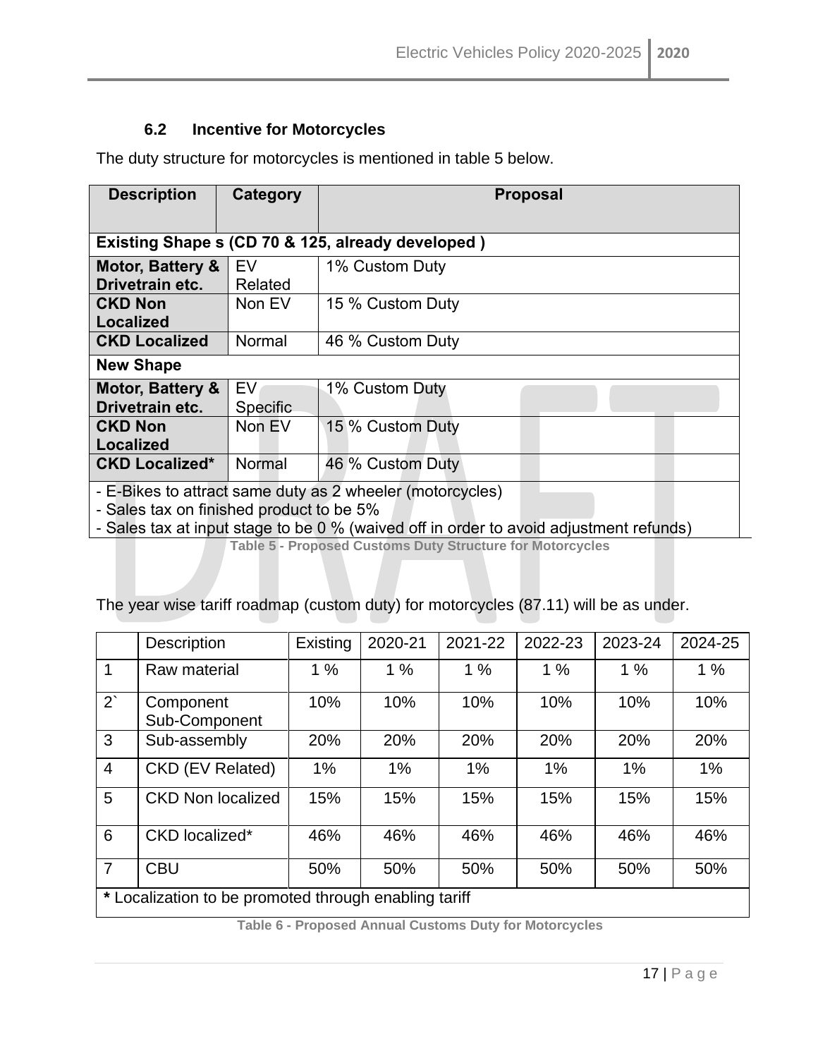### 6.2 Incentive for Motorcycles

The duty structure for motorcycles is mentioned in table 5 below.

| Description | Category | Proposal |
|---|---|---|
| **Existing Shape s (CD 70 & 125, already developed )** | | |
| **Motor, Battery & Drivetrain etc.** | EV Related | 1% Custom Duty |
| **CKD Non Localized** | Non EV | 15 % Custom Duty |
| **CKD Localized** | Normal | 46 % Custom Duty |
| **New Shape** | | |
| **Motor, Battery & Drivetrain etc.** | EV Specific | 1% Custom Duty |
| **CKD Non Localized** | Non EV | 15 % Custom Duty |
| **CKD Localized*** | Normal | 46 % Custom Duty |
| - E-Bikes to attract same duty as 2 wheeler (motorcycles)<br>- Sales tax on finished product to be 5%<br>- Sales tax at input stage to be 0 % (waived off in order to avoid adjustment refunds) | | |

Table 5 - Proposed Customs Duty Structure for Motorcycles

The year wise tariff roadmap (custom duty) for motorcycles (87.11) will be as under.

| | Description | Existing | 2020-21 | 2021-22 | 2022-23 | 2023-24 | 2024-25 |
|---|---|---|---|---|---|---|---|
| 1 | Raw material | 1 % | 1 % | 1 % | 1 % | 1 % | 1 % |
| 2` | Component Sub-Component | 10% | 10% | 10% | 10% | 10% | 10% |
| 3 | Sub-assembly | 20% | 20% | 20% | 20% | 20% | 20% |
| 4 | CKD (EV Related) | 1% | 1% | 1% | 1% | 1% | 1% |
| 5 | CKD Non localized | 15% | 15% | 15% | 15% | 15% | 15% |
| 6 | CKD localized* | 46% | 46% | 46% | 46% | 46% | 46% |
| 7 | CBU | 50% | 50% | 50% | 50% | 50% | 50% |
| **\*** Localization to be promoted through enabling tariff | | | | | | | |

Table 6 - Proposed Annual Customs Duty for Motorcycles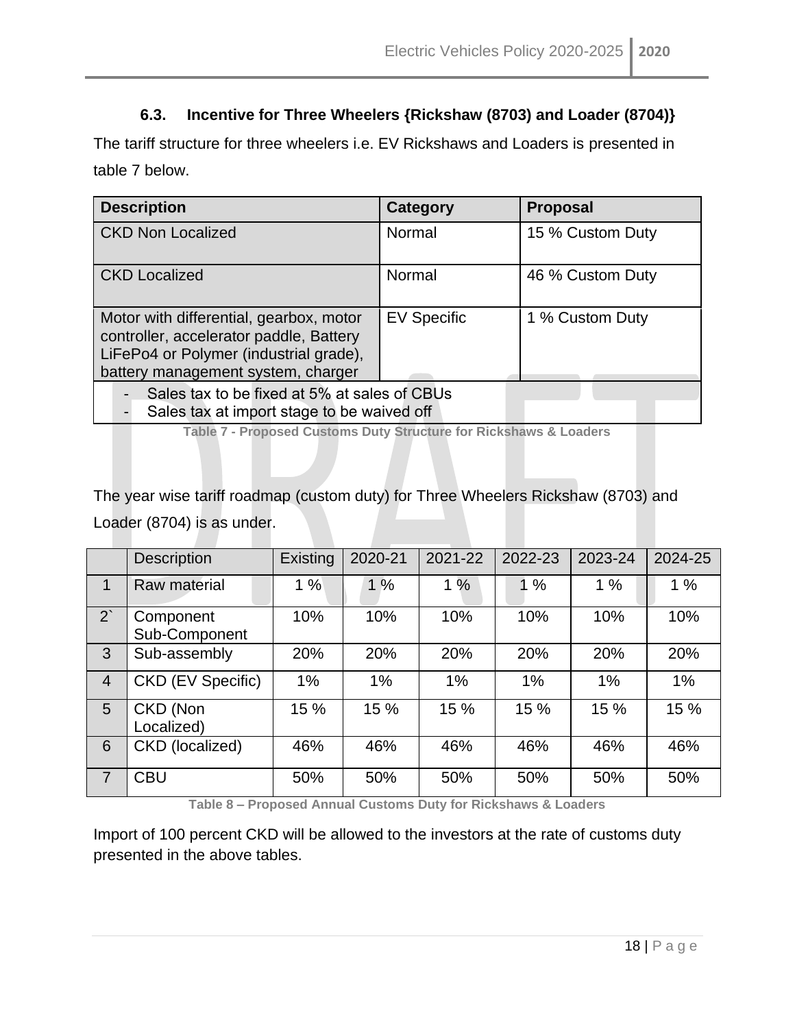### 6.3. Incentive for Three Wheelers {Rickshaw (8703) and Loader (8704)}

The tariff structure for three wheelers i.e. EV Rickshaws and Loaders is presented in table 7 below.

| Description | Category | Proposal |
|---|---|---|
| CKD Non Localized | Normal | 15 % Custom Duty |
| CKD Localized | Normal | 46 % Custom Duty |
| Motor with differential, gearbox, motor controller, accelerator paddle, Battery LiFePo4 or Polymer (industrial grade), battery management system, charger | EV Specific | 1 % Custom Duty |
| - Sales tax to be fixed at 5% at sales of CBUs<br>- Sales tax at import stage to be waived off | | |

Table 7 - Proposed Customs Duty Structure for Rickshaws & Loaders

The year wise tariff roadmap (custom duty) for Three Wheelers Rickshaw (8703) and Loader (8704) is as under.

| | Description | Existing | 2020-21 | 2021-22 | 2022-23 | 2023-24 | 2024-25 |
|---|---|---|---|---|---|---|---|
| 1 | Raw material | 1 % | 1 % | 1 % | 1 % | 1 % | 1 % |
| 2` | Component Sub-Component | 10% | 10% | 10% | 10% | 10% | 10% |
| 3 | Sub-assembly | 20% | 20% | 20% | 20% | 20% | 20% |
| 4 | CKD (EV Specific) | 1% | 1% | 1% | 1% | 1% | 1% |
| 5 | CKD (Non Localized) | 15 % | 15 % | 15 % | 15 % | 15 % | 15 % |
| 6 | CKD (localized) | 46% | 46% | 46% | 46% | 46% | 46% |
| 7 | CBU | 50% | 50% | 50% | 50% | 50% | 50% |

Table 8 – Proposed Annual Customs Duty for Rickshaws & Loaders

Import of 100 percent CKD will be allowed to the investors at the rate of customs duty presented in the above tables.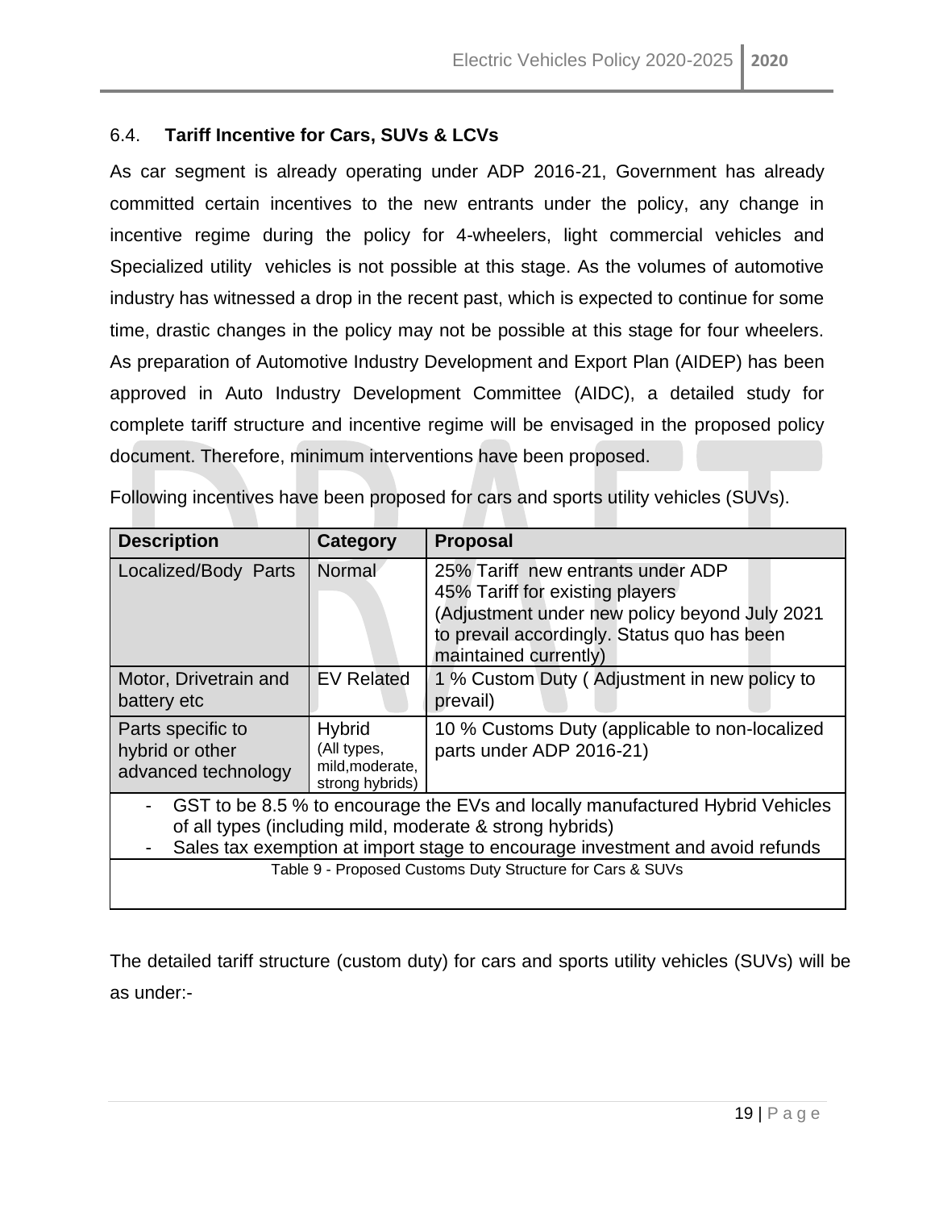### 6.4. **Tariff Incentive for Cars, SUVs & LCVs**

As car segment is already operating under ADP 2016-21, Government has already committed certain incentives to the new entrants under the policy, any change in incentive regime during the policy for 4-wheelers, light commercial vehicles and Specialized utility vehicles is not possible at this stage. As the volumes of automotive industry has witnessed a drop in the recent past, which is expected to continue for some time, drastic changes in the policy may not be possible at this stage for four wheelers. As preparation of Automotive Industry Development and Export Plan (AIDEP) has been approved in Auto Industry Development Committee (AIDC), a detailed study for complete tariff structure and incentive regime will be envisaged in the proposed policy document. Therefore, minimum interventions have been proposed.

Following incentives have been proposed for cars and sports utility vehicles (SUVs).

| Description | Category | Proposal |
|---|---|---|
| Localized/Body Parts | Normal | 25% Tariff new entrants under ADP<br>45% Tariff for existing players<br>(Adjustment under new policy beyond July 2021 to prevail accordingly. Status quo has been maintained currently) |
| Motor, Drivetrain and battery etc | EV Related | 1 % Custom Duty ( Adjustment in new policy to prevail) |
| Parts specific to hybrid or other advanced technology | Hybrid (All types, mild,moderate, strong hybrids) | 10 % Customs Duty (applicable to non-localized parts under ADP 2016-21) |
| - GST to be 8.5 % to encourage the EVs and locally manufactured Hybrid Vehicles of all types (including mild, moderate & strong hybrids)<br>- Sales tax exemption at import stage to encourage investment and avoid refunds | | |

Table 9 - Proposed Customs Duty Structure for Cars & SUVs

The detailed tariff structure (custom duty) for cars and sports utility vehicles (SUVs) will be as under:-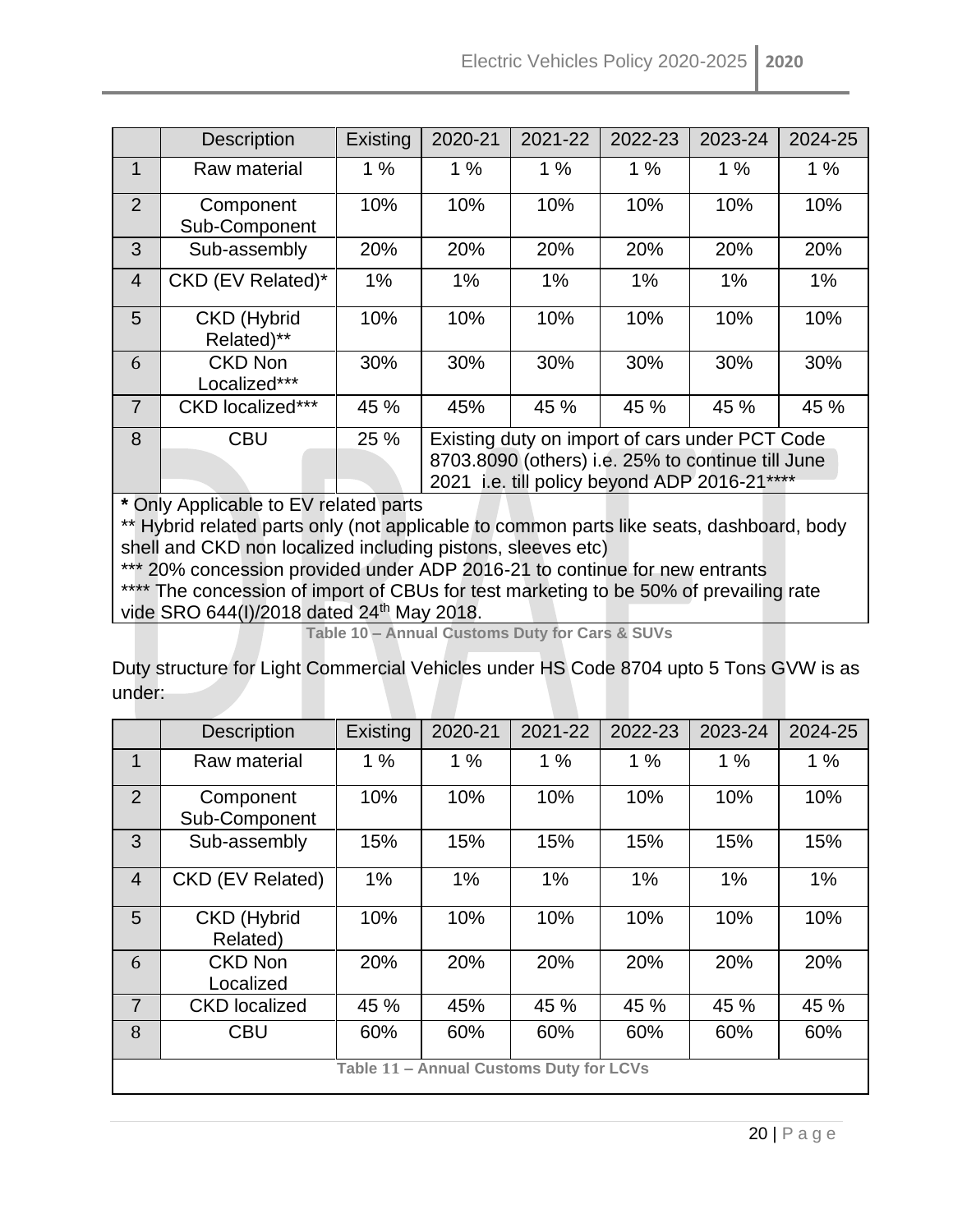| | Description | Existing | 2020-21 | 2021-22 | 2022-23 | 2023-24 | 2024-25 |
|---|---|---|---|---|---|---|---|
| 1 | Raw material | 1 % | 1 % | 1 % | 1 % | 1 % | 1 % |
| 2 | Component Sub-Component | 10% | 10% | 10% | 10% | 10% | 10% |
| 3 | Sub-assembly | 20% | 20% | 20% | 20% | 20% | 20% |
| 4 | CKD (EV Related)* | 1% | 1% | 1% | 1% | 1% | 1% |
| 5 | CKD (Hybrid Related)** | 10% | 10% | 10% | 10% | 10% | 10% |
| 6 | CKD Non Localized*** | 30% | 30% | 30% | 30% | 30% | 30% |
| 7 | CKD localized*** | 45 % | 45% | 45 % | 45 % | 45 % | 45 % |
| 8 | CBU | 25 % | Existing duty on import of cars under PCT Code 8703.8090 (others) i.e. 25% to continue till June 2021 i.e. till policy beyond ADP 2016-21**** | | | | |

**\*** Only Applicable to EV related parts
** Hybrid related parts only (not applicable to common parts like seats, dashboard, body shell and CKD non localized including pistons, sleeves etc)
*** 20% concession provided under ADP 2016-21 to continue for new entrants
**** The concession of import of CBUs for test marketing to be 50% of prevailing rate vide SRO 644(I)/2018 dated 24th May 2018.

Table 10 – Annual Customs Duty for Cars & SUVs

Duty structure for Light Commercial Vehicles under HS Code 8704 upto 5 Tons GVW is as under:

| | Description | Existing | 2020-21 | 2021-22 | 2022-23 | 2023-24 | 2024-25 |
|---|---|---|---|---|---|---|---|
| 1 | Raw material | 1 % | 1 % | 1 % | 1 % | 1 % | 1 % |
| 2 | Component Sub-Component | 10% | 10% | 10% | 10% | 10% | 10% |
| 3 | Sub-assembly | 15% | 15% | 15% | 15% | 15% | 15% |
| 4 | CKD (EV Related) | 1% | 1% | 1% | 1% | 1% | 1% |
| 5 | CKD (Hybrid Related) | 10% | 10% | 10% | 10% | 10% | 10% |
| 6 | CKD Non Localized | 20% | 20% | 20% | 20% | 20% | 20% |
| 7 | CKD localized | 45 % | 45% | 45 % | 45 % | 45 % | 45 % |
| 8 | CBU | 60% | 60% | 60% | 60% | 60% | 60% |

Table 11 – Annual Customs Duty for LCVs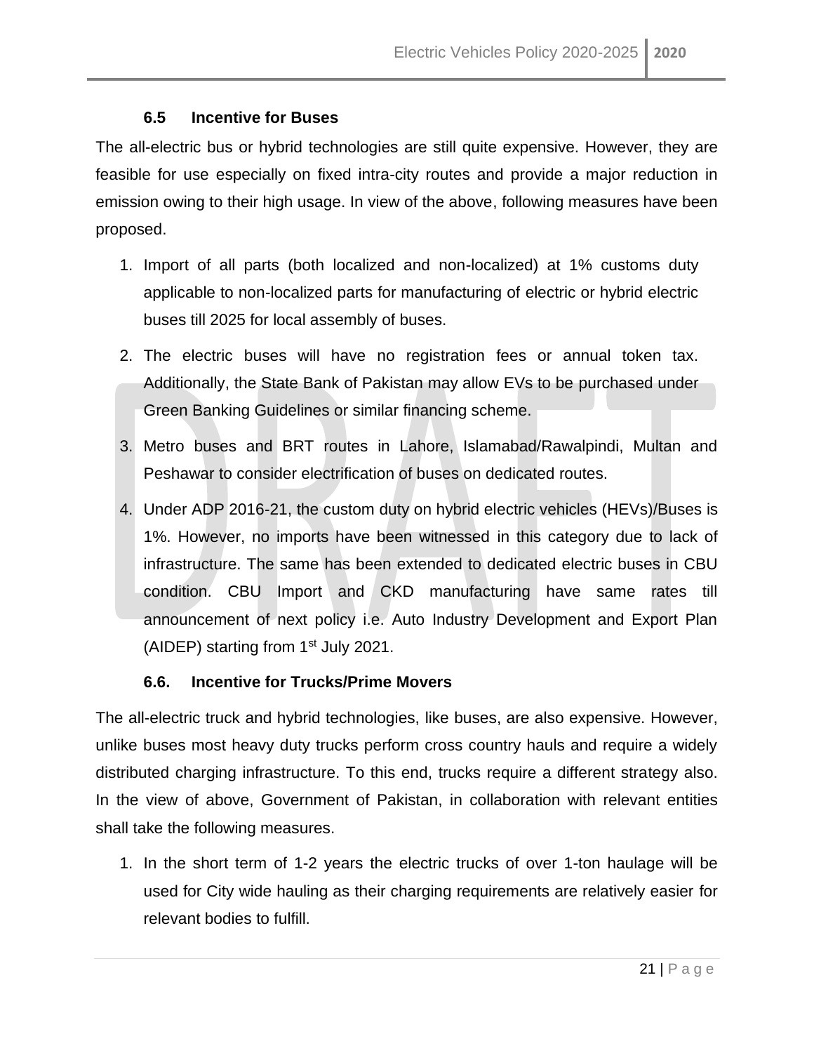### 6.5 Incentive for Buses

The all-electric bus or hybrid technologies are still quite expensive. However, they are feasible for use especially on fixed intra-city routes and provide a major reduction in emission owing to their high usage. In view of the above, following measures have been proposed.

1. Import of all parts (both localized and non-localized) at 1% customs duty applicable to non-localized parts for manufacturing of electric or hybrid electric buses till 2025 for local assembly of buses.
2. The electric buses will have no registration fees or annual token tax. Additionally, the State Bank of Pakistan may allow EVs to be purchased under Green Banking Guidelines or similar financing scheme.
3. Metro buses and BRT routes in Lahore, Islamabad/Rawalpindi, Multan and Peshawar to consider electrification of buses on dedicated routes.
4. Under ADP 2016-21, the custom duty on hybrid electric vehicles (HEVs)/Buses is 1%. However, no imports have been witnessed in this category due to lack of infrastructure. The same has been extended to dedicated electric buses in CBU condition. CBU Import and CKD manufacturing have same rates till announcement of next policy i.e. Auto Industry Development and Export Plan (AIDEP) starting from 1st July 2021.

### 6.6. Incentive for Trucks/Prime Movers

The all-electric truck and hybrid technologies, like buses, are also expensive. However, unlike buses most heavy duty trucks perform cross country hauls and require a widely distributed charging infrastructure. To this end, trucks require a different strategy also. In the view of above, Government of Pakistan, in collaboration with relevant entities shall take the following measures.

1. In the short term of 1-2 years the electric trucks of over 1-ton haulage will be used for City wide hauling as their charging requirements are relatively easier for relevant bodies to fulfill.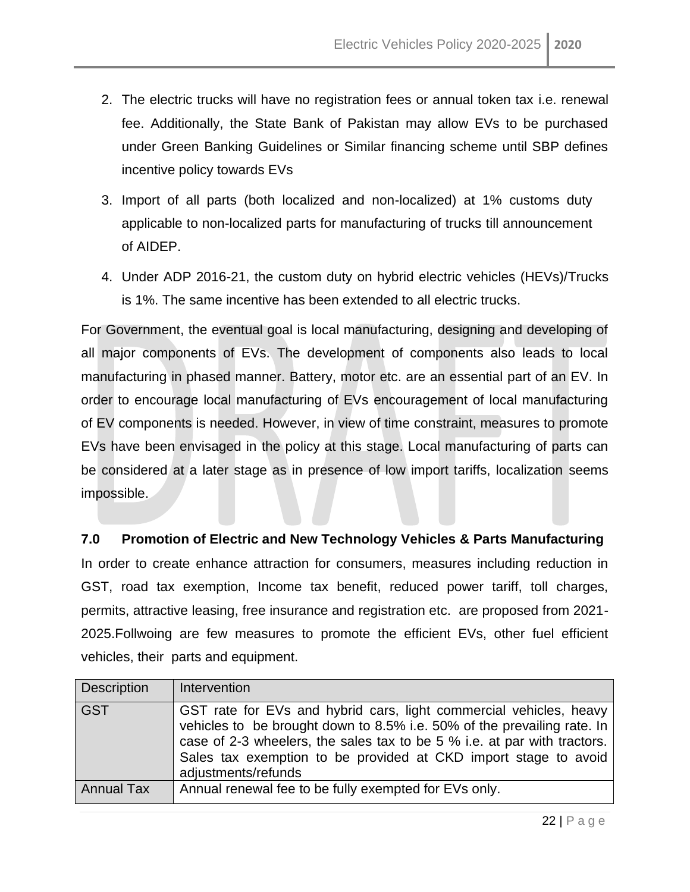2. The electric trucks will have no registration fees or annual token tax i.e. renewal fee. Additionally, the State Bank of Pakistan may allow EVs to be purchased under Green Banking Guidelines or Similar financing scheme until SBP defines incentive policy towards EVs

3. Import of all parts (both localized and non-localized) at 1% customs duty applicable to non-localized parts for manufacturing of trucks till announcement of AIDEP.

4. Under ADP 2016-21, the custom duty on hybrid electric vehicles (HEVs)/Trucks is 1%. The same incentive has been extended to all electric trucks.

For Government, the eventual goal is local manufacturing, designing and developing of all major components of EVs. The development of components also leads to local manufacturing in phased manner. Battery, motor etc. are an essential part of an EV. In order to encourage local manufacturing of EVs encouragement of local manufacturing of EV components is needed. However, in view of time constraint, measures to promote EVs have been envisaged in the policy at this stage. Local manufacturing of parts can be considered at a later stage as in presence of low import tariffs, localization seems impossible.

## 7.0 Promotion of Electric and New Technology Vehicles & Parts Manufacturing

In order to create enhance attraction for consumers, measures including reduction in GST, road tax exemption, Income tax benefit, reduced power tariff, toll charges, permits, attractive leasing, free insurance and registration etc. are proposed from 2021-2025.Follwoing are few measures to promote the efficient EVs, other fuel efficient vehicles, their parts and equipment.

| Description | Intervention |
|---|---|
| GST | GST rate for EVs and hybrid cars, light commercial vehicles, heavy vehicles to be brought down to 8.5% i.e. 50% of the prevailing rate. In case of 2-3 wheelers, the sales tax to be 5 % i.e. at par with tractors. Sales tax exemption to be provided at CKD import stage to avoid adjustments/refunds |
| Annual Tax | Annual renewal fee to be fully exempted for EVs only. |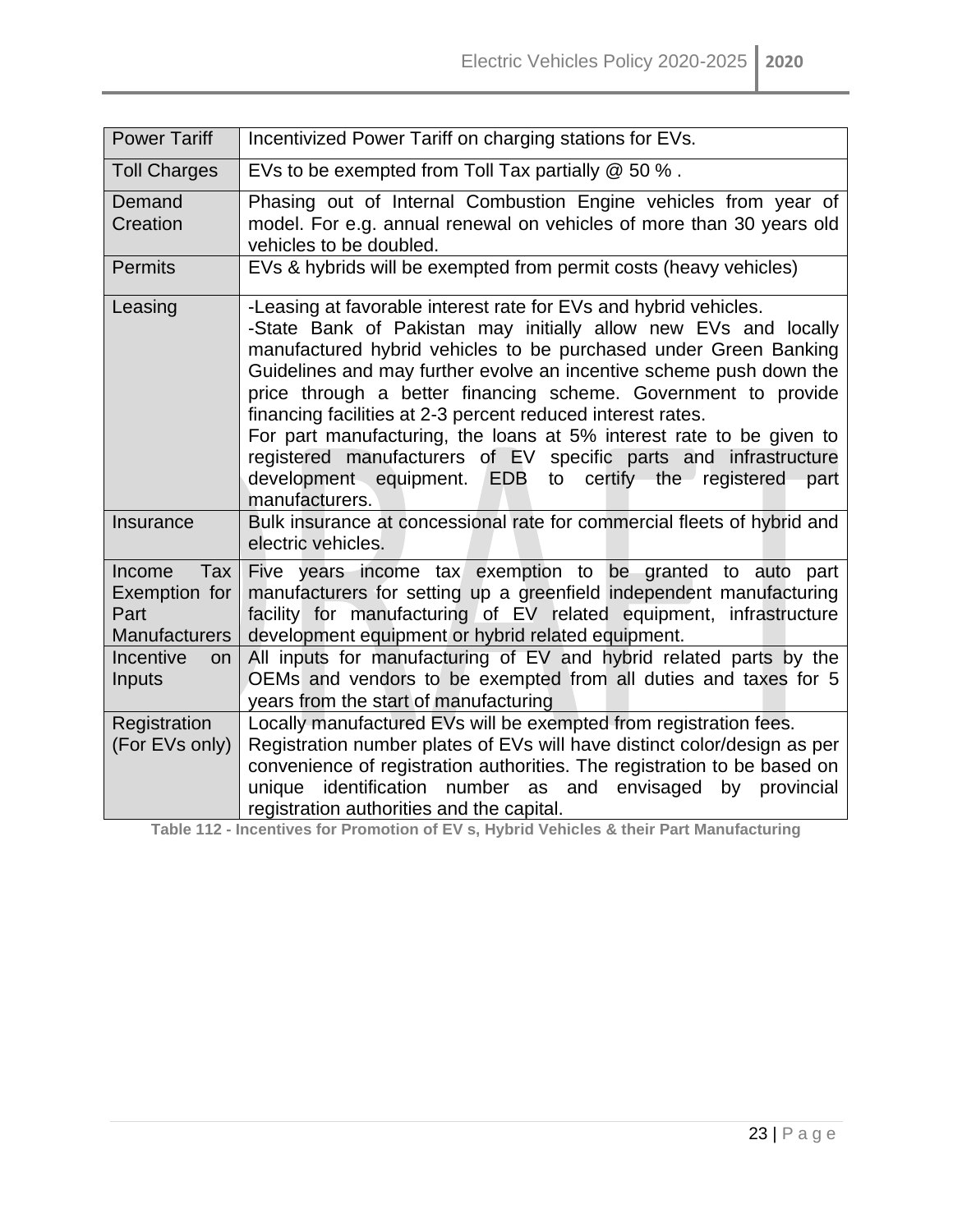| Power Tariff | Incentivized Power Tariff on charging stations for EVs. |
|---|---|
| Toll Charges | EVs to be exempted from Toll Tax partially @ 50 % . |
| Demand Creation | Phasing out of Internal Combustion Engine vehicles from year of model. For e.g. annual renewal on vehicles of more than 30 years old vehicles to be doubled. |
| Permits | EVs & hybrids will be exempted from permit costs (heavy vehicles) |
| Leasing | -Leasing at favorable interest rate for EVs and hybrid vehicles.<br>-State Bank of Pakistan may initially allow new EVs and locally manufactured hybrid vehicles to be purchased under Green Banking Guidelines and may further evolve an incentive scheme push down the price through a better financing scheme. Government to provide financing facilities at 2-3 percent reduced interest rates.<br>For part manufacturing, the loans at 5% interest rate to be given to registered manufacturers of EV specific parts and infrastructure development equipment. EDB to certify the registered part manufacturers. |
| Insurance | Bulk insurance at concessional rate for commercial fleets of hybrid and electric vehicles. |
| Income Tax Exemption for Part Manufacturers | Five years income tax exemption to be granted to auto part manufacturers for setting up a greenfield independent manufacturing facility for manufacturing of EV related equipment, infrastructure development equipment or hybrid related equipment. |
| Incentive on Inputs | All inputs for manufacturing of EV and hybrid related parts by the OEMs and vendors to be exempted from all duties and taxes for 5 years from the start of manufacturing |
| Registration (For EVs only) | Locally manufactured EVs will be exempted from registration fees.<br>Registration number plates of EVs will have distinct color/design as per convenience of registration authorities. The registration to be based on unique identification number as and envisaged by provincial registration authorities and the capital. |

**Table 112 - Incentives for Promotion of EV s, Hybrid Vehicles & their Part Manufacturing**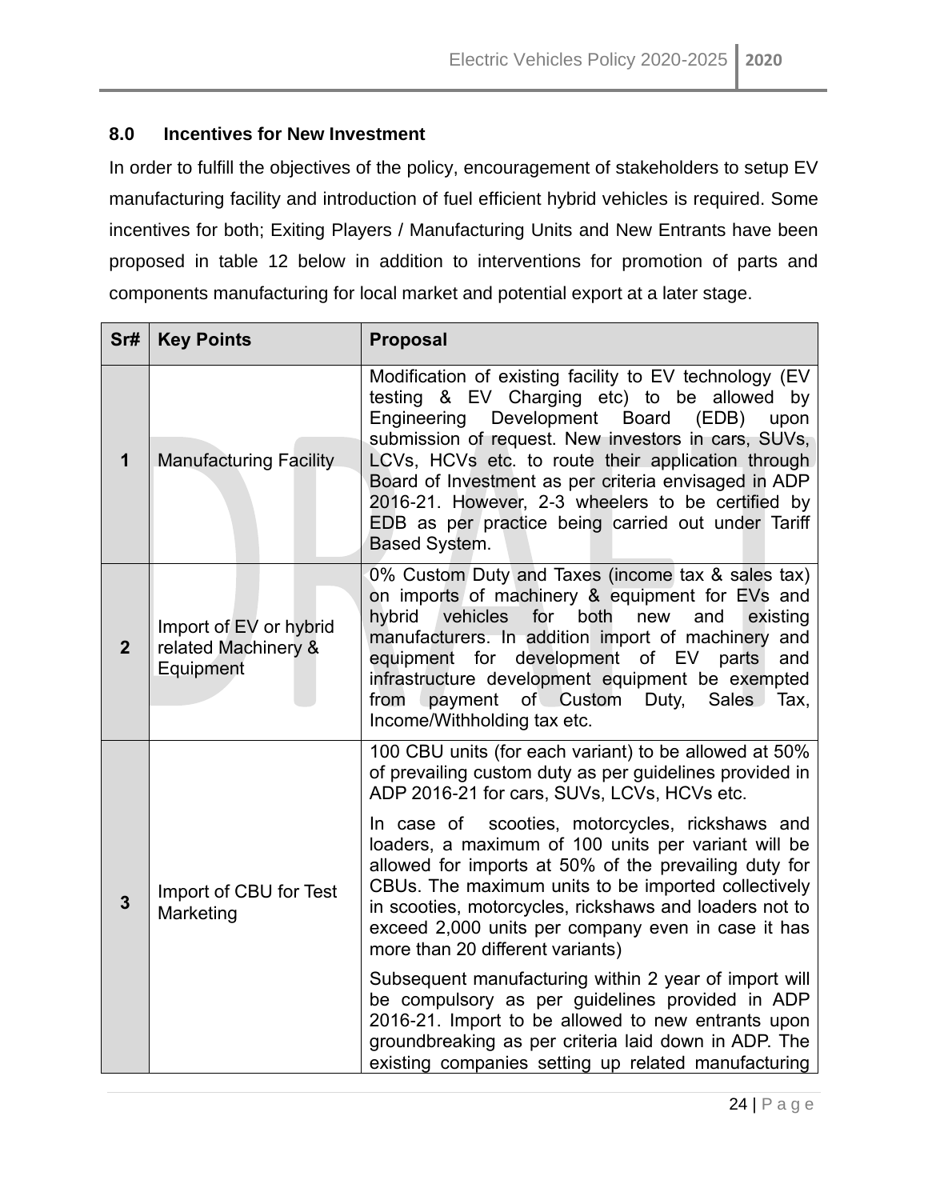## 8.0 Incentives for New Investment

In order to fulfill the objectives of the policy, encouragement of stakeholders to setup EV manufacturing facility and introduction of fuel efficient hybrid vehicles is required. Some incentives for both; Exiting Players / Manufacturing Units and New Entrants have been proposed in table 12 below in addition to interventions for promotion of parts and components manufacturing for local market and potential export at a later stage.

| Sr# | Key Points | Proposal |
|---|---|---|
| 1 | Manufacturing Facility | Modification of existing facility to EV technology (EV testing & EV Charging etc) to be allowed by Engineering Development Board (EDB) upon submission of request. New investors in cars, SUVs, LCVs, HCVs etc. to route their application through Board of Investment as per criteria envisaged in ADP 2016-21. However, 2-3 wheelers to be certified by EDB as per practice being carried out under Tariff Based System. |
| 2 | Import of EV or hybrid related Machinery & Equipment | 0% Custom Duty and Taxes (income tax & sales tax) on imports of machinery & equipment for EVs and hybrid vehicles for both new and existing manufacturers. In addition import of machinery and equipment for development of EV parts and infrastructure development equipment be exempted from payment of Custom Duty, Sales Tax, Income/Withholding tax etc. |
| 3 | Import of CBU for Test Marketing | 100 CBU units (for each variant) to be allowed at 50% of prevailing custom duty as per guidelines provided in ADP 2016-21 for cars, SUVs, LCVs, HCVs etc.<br><br>In case of scooties, motorcycles, rickshaws and loaders, a maximum of 100 units per variant will be allowed for imports at 50% of the prevailing duty for CBUs. The maximum units to be imported collectively in scooties, motorcycles, rickshaws and loaders not to exceed 2,000 units per company even in case it has more than 20 different variants)<br><br>Subsequent manufacturing within 2 year of import will be compulsory as per guidelines provided in ADP 2016-21. Import to be allowed to new entrants upon groundbreaking as per criteria laid down in ADP. The existing companies setting up related manufacturing |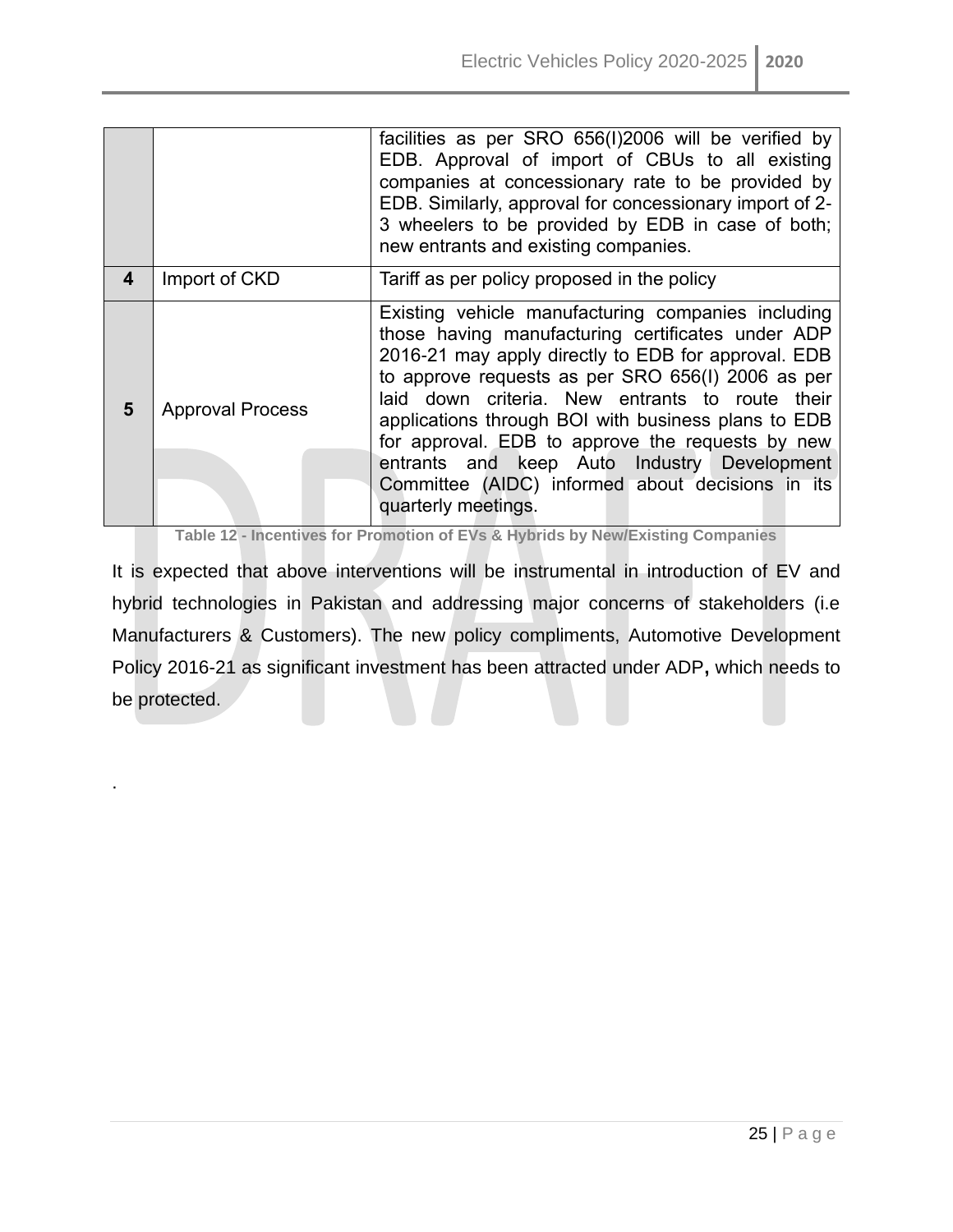| | | |
|---|---|---|
| | | facilities as per SRO 656(I)2006 will be verified by EDB. Approval of import of CBUs to all existing companies at concessionary rate to be provided by EDB. Similarly, approval for concessionary import of 2-3 wheelers to be provided by EDB in case of both; new entrants and existing companies. |
| **4** | Import of CKD | Tariff as per policy proposed in the policy |
| **5** | Approval Process | Existing vehicle manufacturing companies including those having manufacturing certificates under ADP 2016-21 may apply directly to EDB for approval. EDB to approve requests as per SRO 656(I) 2006 as per laid down criteria. New entrants to route their applications through BOI with business plans to EDB for approval. EDB to approve the requests by new entrants and keep Auto Industry Development Committee (AIDC) informed about decisions in its quarterly meetings. |

**Table 12 - Incentives for Promotion of EVs & Hybrids by New/Existing Companies**

It is expected that above interventions will be instrumental in introduction of EV and hybrid technologies in Pakistan and addressing major concerns of stakeholders (i.e Manufacturers & Customers). The new policy compliments, Automotive Development Policy 2016-21 as significant investment has been attracted under ADP**,** which needs to be protected.

.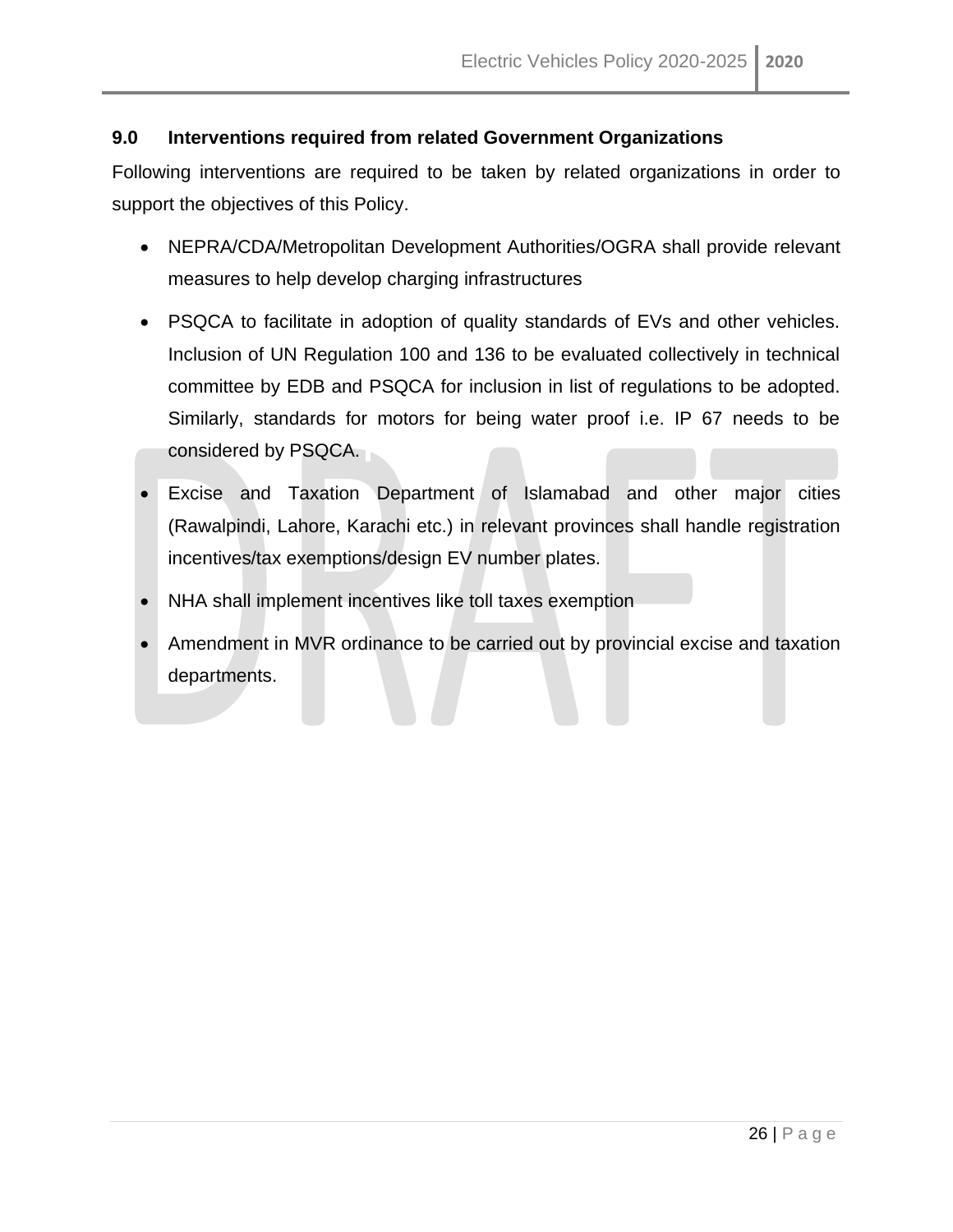## 9.0 Interventions required from related Government Organizations

Following interventions are required to be taken by related organizations in order to support the objectives of this Policy.

- NEPRA/CDA/Metropolitan Development Authorities/OGRA shall provide relevant measures to help develop charging infrastructures
- PSQCA to facilitate in adoption of quality standards of EVs and other vehicles. Inclusion of UN Regulation 100 and 136 to be evaluated collectively in technical committee by EDB and PSQCA for inclusion in list of regulations to be adopted. Similarly, standards for motors for being water proof i.e. IP 67 needs to be considered by PSQCA.
- Excise and Taxation Department of Islamabad and other major cities (Rawalpindi, Lahore, Karachi etc.) in relevant provinces shall handle registration incentives/tax exemptions/design EV number plates.
- NHA shall implement incentives like toll taxes exemption
- Amendment in MVR ordinance to be carried out by provincial excise and taxation departments.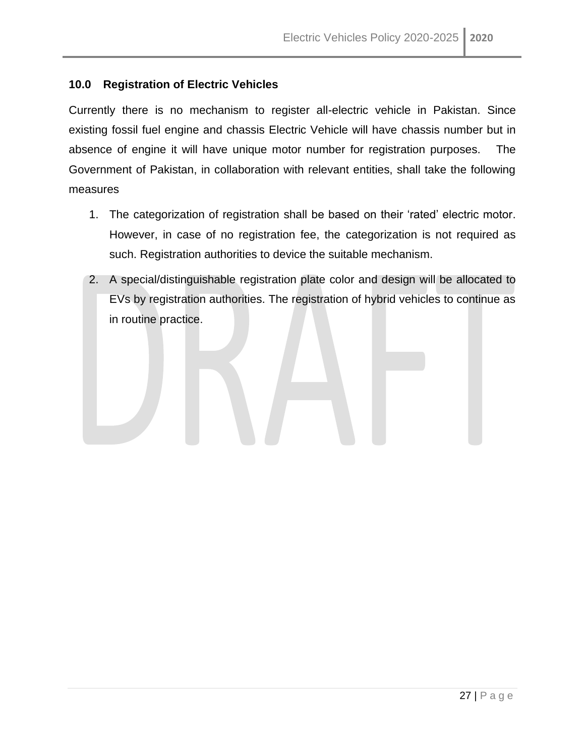## 10.0 Registration of Electric Vehicles

Currently there is no mechanism to register all-electric vehicle in Pakistan. Since existing fossil fuel engine and chassis Electric Vehicle will have chassis number but in absence of engine it will have unique motor number for registration purposes. The Government of Pakistan, in collaboration with relevant entities, shall take the following measures

1. The categorization of registration shall be based on their 'rated' electric motor. However, in case of no registration fee, the categorization is not required as such. Registration authorities to device the suitable mechanism.
2. A special/distinguishable registration plate color and design will be allocated to EVs by registration authorities. The registration of hybrid vehicles to continue as in routine practice.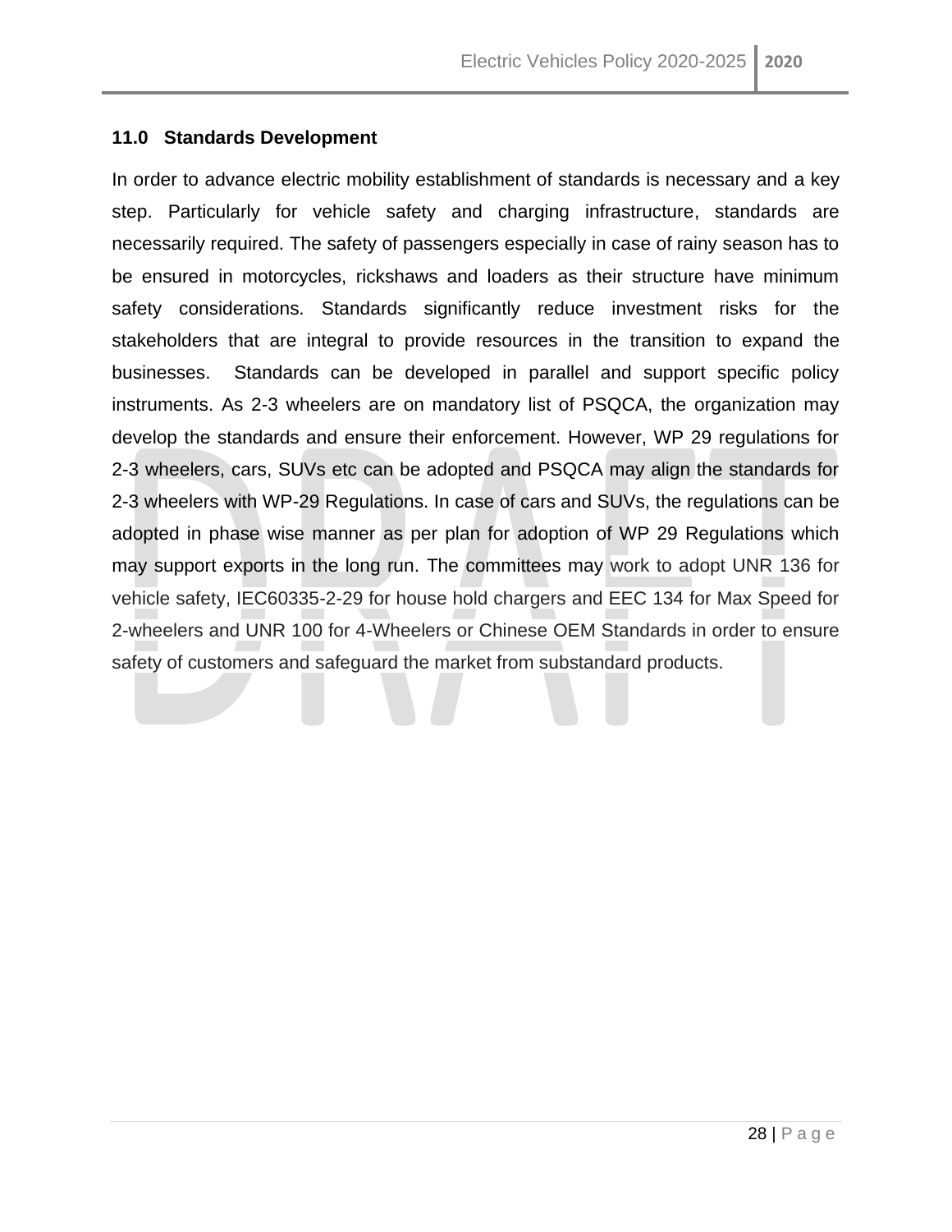## 11.0 Standards Development

In order to advance electric mobility establishment of standards is necessary and a key step. Particularly for vehicle safety and charging infrastructure, standards are necessarily required. The safety of passengers especially in case of rainy season has to be ensured in motorcycles, rickshaws and loaders as their structure have minimum safety considerations. Standards significantly reduce investment risks for the stakeholders that are integral to provide resources in the transition to expand the businesses. Standards can be developed in parallel and support specific policy instruments. As 2-3 wheelers are on mandatory list of PSQCA, the organization may develop the standards and ensure their enforcement. However, WP 29 regulations for 2-3 wheelers, cars, SUVs etc can be adopted and PSQCA may align the standards for 2-3 wheelers with WP-29 Regulations. In case of cars and SUVs, the regulations can be adopted in phase wise manner as per plan for adoption of WP 29 Regulations which may support exports in the long run. The committees may work to adopt UNR 136 for vehicle safety, IEC60335-2-29 for house hold chargers and EEC 134 for Max Speed for 2-wheelers and UNR 100 for 4-Wheelers or Chinese OEM Standards in order to ensure safety of customers and safeguard the market from substandard products.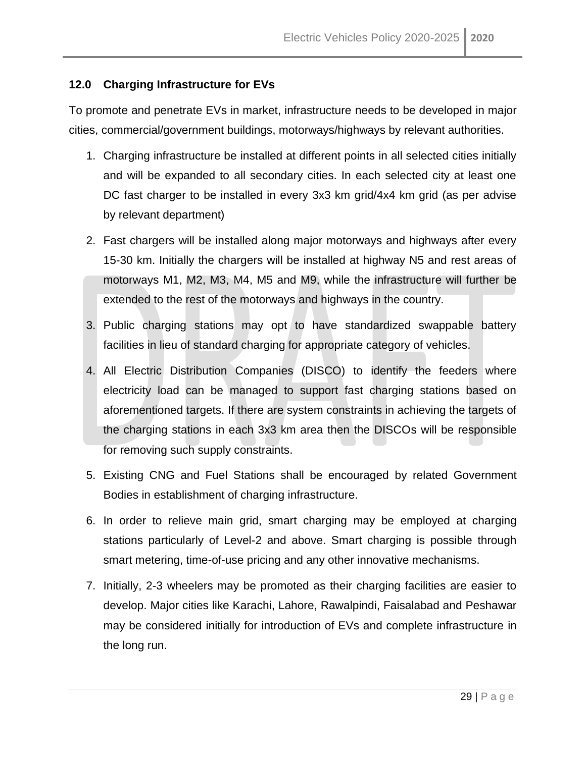## 12.0 Charging Infrastructure for EVs

To promote and penetrate EVs in market, infrastructure needs to be developed in major cities, commercial/government buildings, motorways/highways by relevant authorities.

1. Charging infrastructure be installed at different points in all selected cities initially and will be expanded to all secondary cities. In each selected city at least one DC fast charger to be installed in every 3x3 km grid/4x4 km grid (as per advise by relevant department)
2. Fast chargers will be installed along major motorways and highways after every 15-30 km. Initially the chargers will be installed at highway N5 and rest areas of motorways M1, M2, M3, M4, M5 and M9, while the infrastructure will further be extended to the rest of the motorways and highways in the country.
3. Public charging stations may opt to have standardized swappable battery facilities in lieu of standard charging for appropriate category of vehicles.
4. All Electric Distribution Companies (DISCO) to identify the feeders where electricity load can be managed to support fast charging stations based on aforementioned targets. If there are system constraints in achieving the targets of the charging stations in each 3x3 km area then the DISCOs will be responsible for removing such supply constraints.
5. Existing CNG and Fuel Stations shall be encouraged by related Government Bodies in establishment of charging infrastructure.
6. In order to relieve main grid, smart charging may be employed at charging stations particularly of Level-2 and above. Smart charging is possible through smart metering, time-of-use pricing and any other innovative mechanisms.
7. Initially, 2-3 wheelers may be promoted as their charging facilities are easier to develop. Major cities like Karachi, Lahore, Rawalpindi, Faisalabad and Peshawar may be considered initially for introduction of EVs and complete infrastructure in the long run.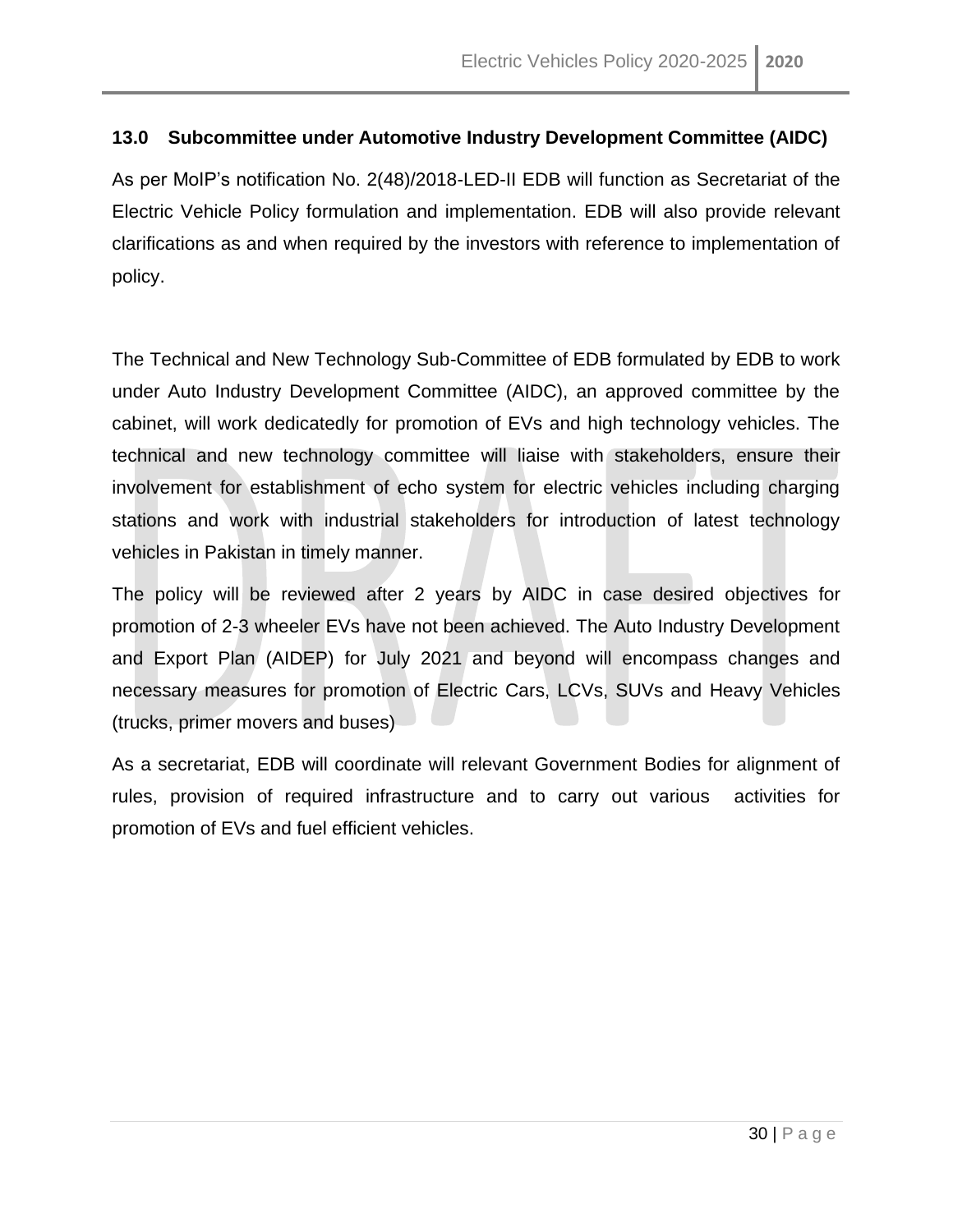## 13.0 Subcommittee under Automotive Industry Development Committee (AIDC)

As per MoIP's notification No. 2(48)/2018-LED-II EDB will function as Secretariat of the Electric Vehicle Policy formulation and implementation. EDB will also provide relevant clarifications as and when required by the investors with reference to implementation of policy.

The Technical and New Technology Sub-Committee of EDB formulated by EDB to work under Auto Industry Development Committee (AIDC), an approved committee by the cabinet, will work dedicatedly for promotion of EVs and high technology vehicles. The technical and new technology committee will liaise with stakeholders, ensure their involvement for establishment of echo system for electric vehicles including charging stations and work with industrial stakeholders for introduction of latest technology vehicles in Pakistan in timely manner.

The policy will be reviewed after 2 years by AIDC in case desired objectives for promotion of 2-3 wheeler EVs have not been achieved. The Auto Industry Development and Export Plan (AIDEP) for July 2021 and beyond will encompass changes and necessary measures for promotion of Electric Cars, LCVs, SUVs and Heavy Vehicles (trucks, primer movers and buses)

As a secretariat, EDB will coordinate will relevant Government Bodies for alignment of rules, provision of required infrastructure and to carry out various activities for promotion of EVs and fuel efficient vehicles.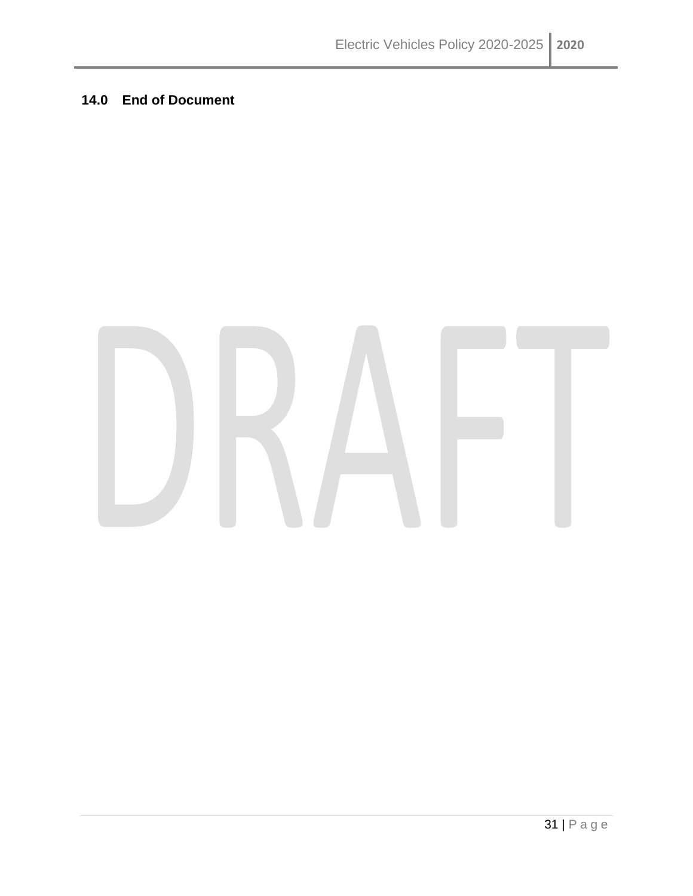## 14.0 End of Document

DRAFT